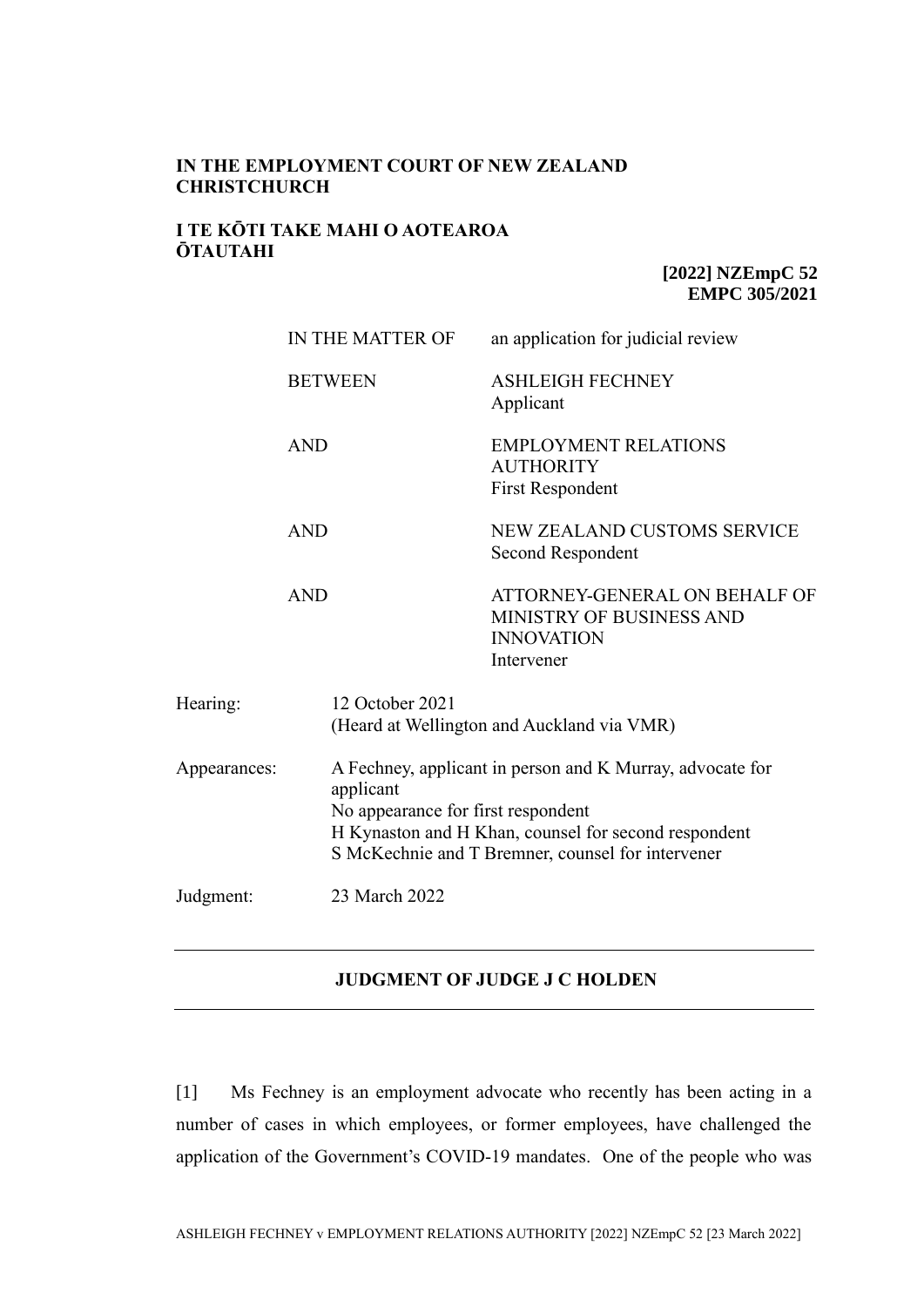**IN THE EMPLOYMENT COURT OF NEW ZEALAND**
**CHRISTCHURCH**

**I TE KŌTI TAKE MAHI O AOTEAROA**
**ŌTAUTAHI**

**[2022] NZEmpC 52**
**EMPC 305/2021**

| | |
|---|---|
| IN THE MATTER OF | an application for judicial review |
| BETWEEN | ASHLEIGH FECHNEY<br>Applicant |
| AND | EMPLOYMENT RELATIONS AUTHORITY<br>First Respondent |
| AND | NEW ZEALAND CUSTOMS SERVICE<br>Second Respondent |
| AND | ATTORNEY-GENERAL ON BEHALF OF MINISTRY OF BUSINESS AND INNOVATION<br>Intervener |

| | |
|---|---|
| Hearing: | 12 October 2021<br>(Heard at Wellington and Auckland via VMR) |
| Appearances: | A Fechney, applicant in person and K Murray, advocate for applicant<br>No appearance for first respondent<br>H Kynaston and H Khan, counsel for second respondent<br>S McKechnie and T Bremner, counsel for intervener |
| Judgment: | 23 March 2022 |

---

**JUDGMENT OF JUDGE J C HOLDEN**

---

[1] Ms Fechney is an employment advocate who recently has been acting in a number of cases in which employees, or former employees, have challenged the application of the Government's COVID-19 mandates. One of the people who was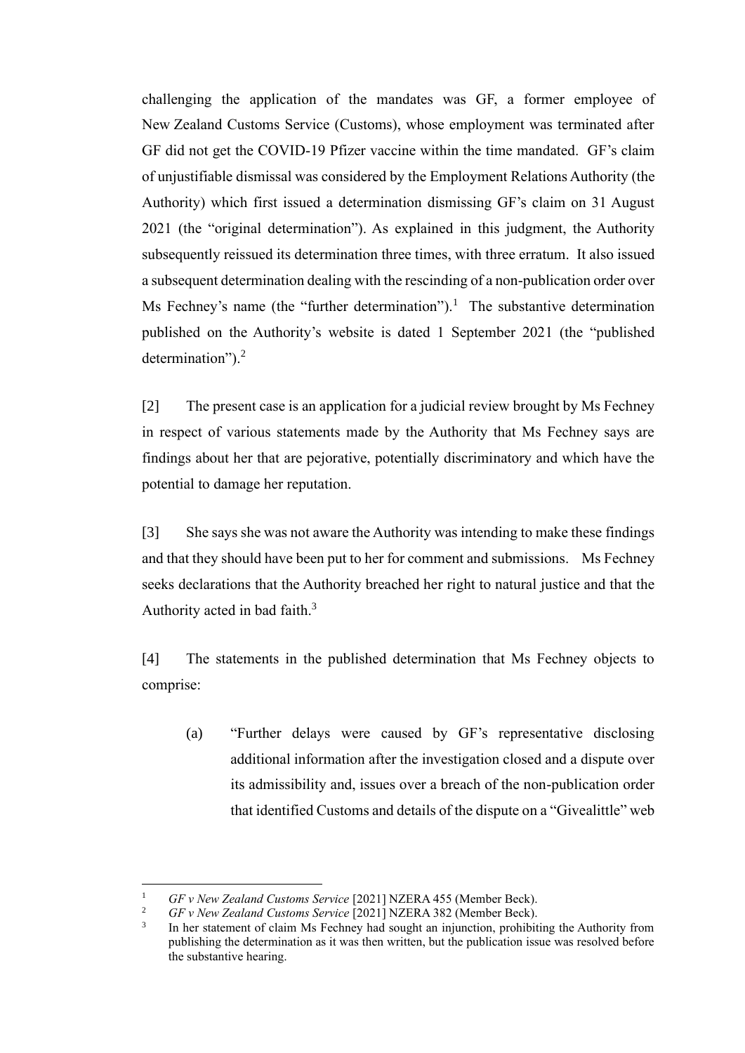challenging the application of the mandates was GF, a former employee of New Zealand Customs Service (Customs), whose employment was terminated after GF did not get the COVID-19 Pfizer vaccine within the time mandated. GF's claim of unjustifiable dismissal was considered by the Employment Relations Authority (the Authority) which first issued a determination dismissing GF's claim on 31 August 2021 (the "original determination"). As explained in this judgment, the Authority subsequently reissued its determination three times, with three erratum. It also issued a subsequent determination dealing with the rescinding of a non-publication order over Ms Fechney's name (the "further determination").[1] The substantive determination published on the Authority's website is dated 1 September 2021 (the "published determination").[2]

[2] The present case is an application for a judicial review brought by Ms Fechney in respect of various statements made by the Authority that Ms Fechney says are findings about her that are pejorative, potentially discriminatory and which have the potential to damage her reputation.

[3] She says she was not aware the Authority was intending to make these findings and that they should have been put to her for comment and submissions. Ms Fechney seeks declarations that the Authority breached her right to natural justice and that the Authority acted in bad faith.[3]

[4] The statements in the published determination that Ms Fechney objects to comprise:

> (a) "Further delays were caused by GF's representative disclosing additional information after the investigation closed and a dispute over its admissibility and, issues over a breach of the non-publication order that identified Customs and details of the dispute on a "Givealittle" web

---

[1] *GF v New Zealand Customs Service* [2021] NZERA 455 (Member Beck).

[2] *GF v New Zealand Customs Service* [2021] NZERA 382 (Member Beck).

[3] In her statement of claim Ms Fechney had sought an injunction, prohibiting the Authority from publishing the determination as it was then written, but the publication issue was resolved before the substantive hearing.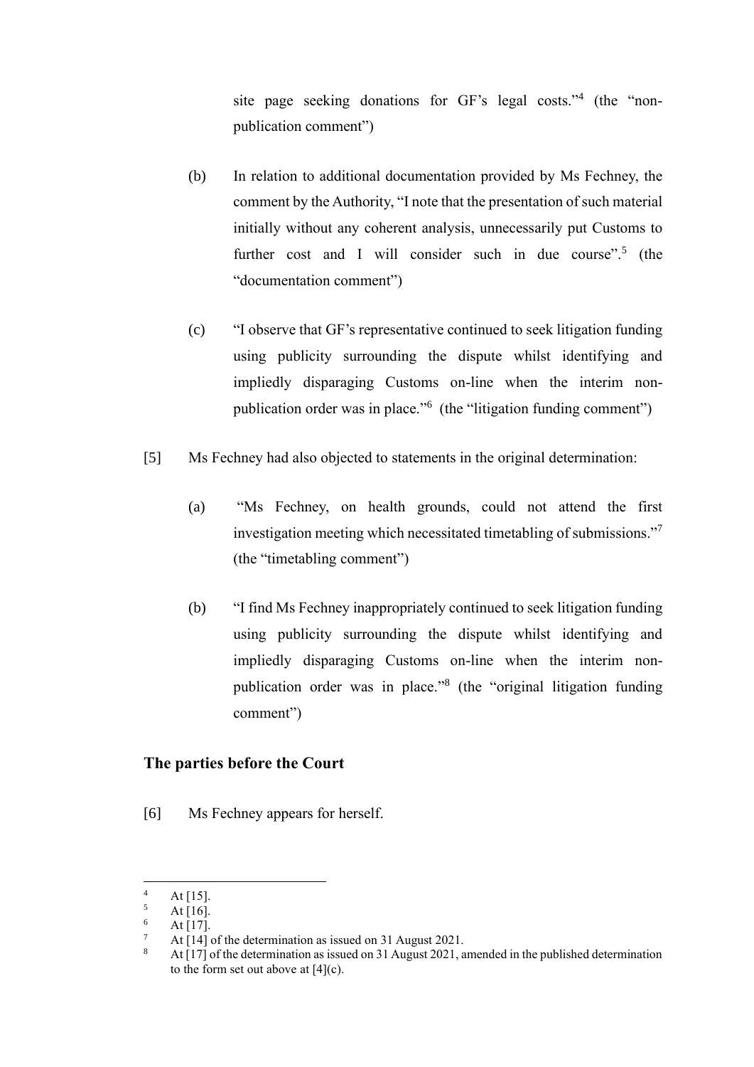site page seeking donations for GF's legal costs."[4] (the "non-publication comment")

(b) In relation to additional documentation provided by Ms Fechney, the comment by the Authority, "I note that the presentation of such material initially without any coherent analysis, unnecessarily put Customs to further cost and I will consider such in due course".[5] (the "documentation comment")

(c) "I observe that GF's representative continued to seek litigation funding using publicity surrounding the dispute whilst identifying and impliedly disparaging Customs on-line when the interim non-publication order was in place."[6] (the "litigation funding comment")

[5] Ms Fechney had also objected to statements in the original determination:

(a) "Ms Fechney, on health grounds, could not attend the first investigation meeting which necessitated timetabling of submissions."[7] (the "timetabling comment")

(b) "I find Ms Fechney inappropriately continued to seek litigation funding using publicity surrounding the dispute whilst identifying and impliedly disparaging Customs on-line when the interim non-publication order was in place."[8] (the "original litigation funding comment")

## The parties before the Court

[6] Ms Fechney appears for herself.

---

[4] At [15].

[5] At [16].

[6] At [17].

[7] At [14] of the determination as issued on 31 August 2021.

[8] At [17] of the determination as issued on 31 August 2021, amended in the published determination to the form set out above at [4](c).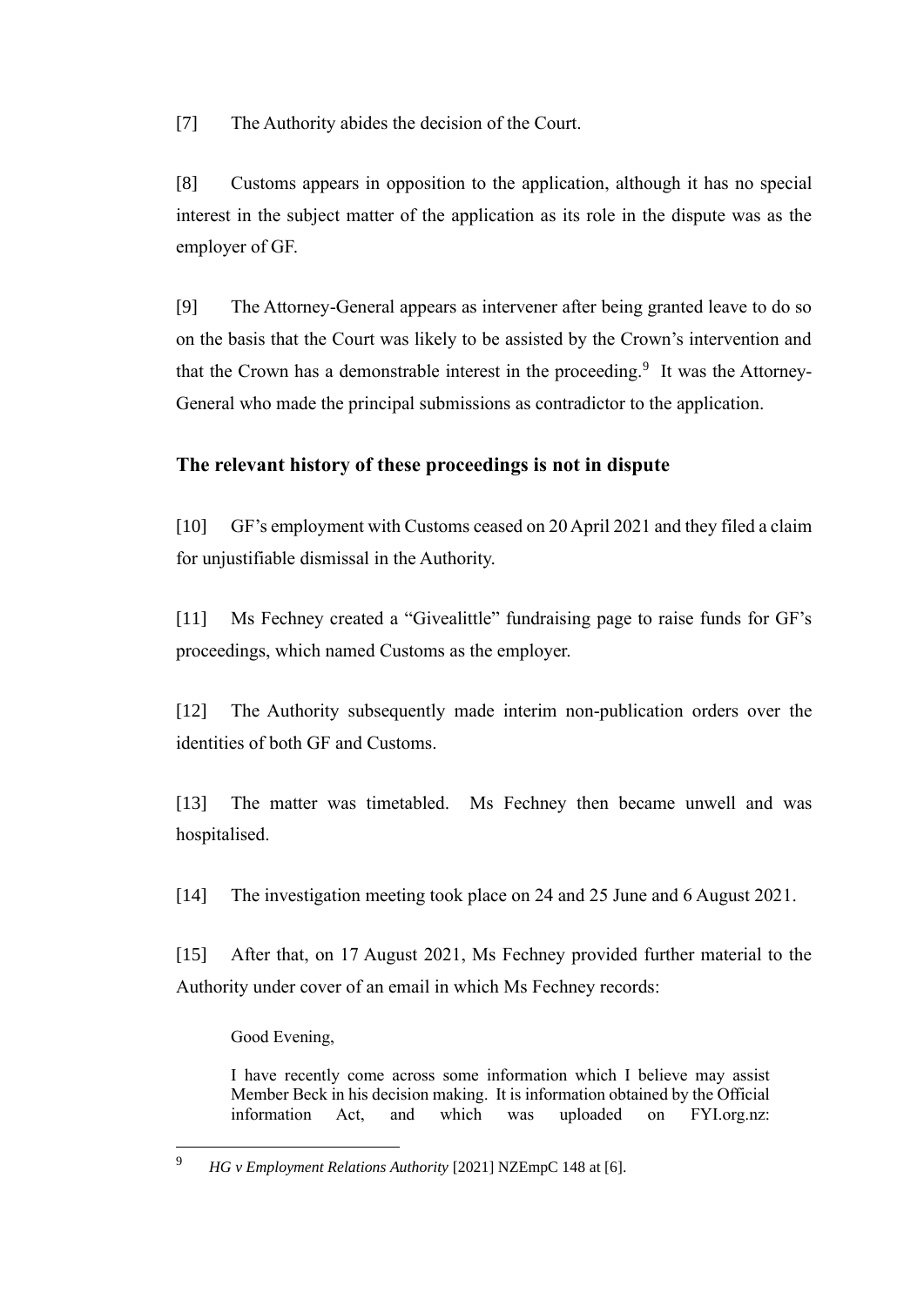[7] The Authority abides the decision of the Court.

[8] Customs appears in opposition to the application, although it has no special interest in the subject matter of the application as its role in the dispute was as the employer of GF.

[9] The Attorney-General appears as intervener after being granted leave to do so on the basis that the Court was likely to be assisted by the Crown's intervention and that the Crown has a demonstrable interest in the proceeding.[9] It was the Attorney-General who made the principal submissions as contradictor to the application.

## The relevant history of these proceedings is not in dispute

[10] GF's employment with Customs ceased on 20 April 2021 and they filed a claim for unjustifiable dismissal in the Authority.

[11] Ms Fechney created a "Givealittle" fundraising page to raise funds for GF's proceedings, which named Customs as the employer.

[12] The Authority subsequently made interim non-publication orders over the identities of both GF and Customs.

[13] The matter was timetabled. Ms Fechney then became unwell and was hospitalised.

[14] The investigation meeting took place on 24 and 25 June and 6 August 2021.

[15] After that, on 17 August 2021, Ms Fechney provided further material to the Authority under cover of an email in which Ms Fechney records:

> Good Evening,
>
> I have recently come across some information which I believe may assist Member Beck in his decision making. It is information obtained by the Official information Act, and which was uploaded on FYI.org.nz:

[9] *HG v Employment Relations Authority* [2021] NZEmpC 148 at [6].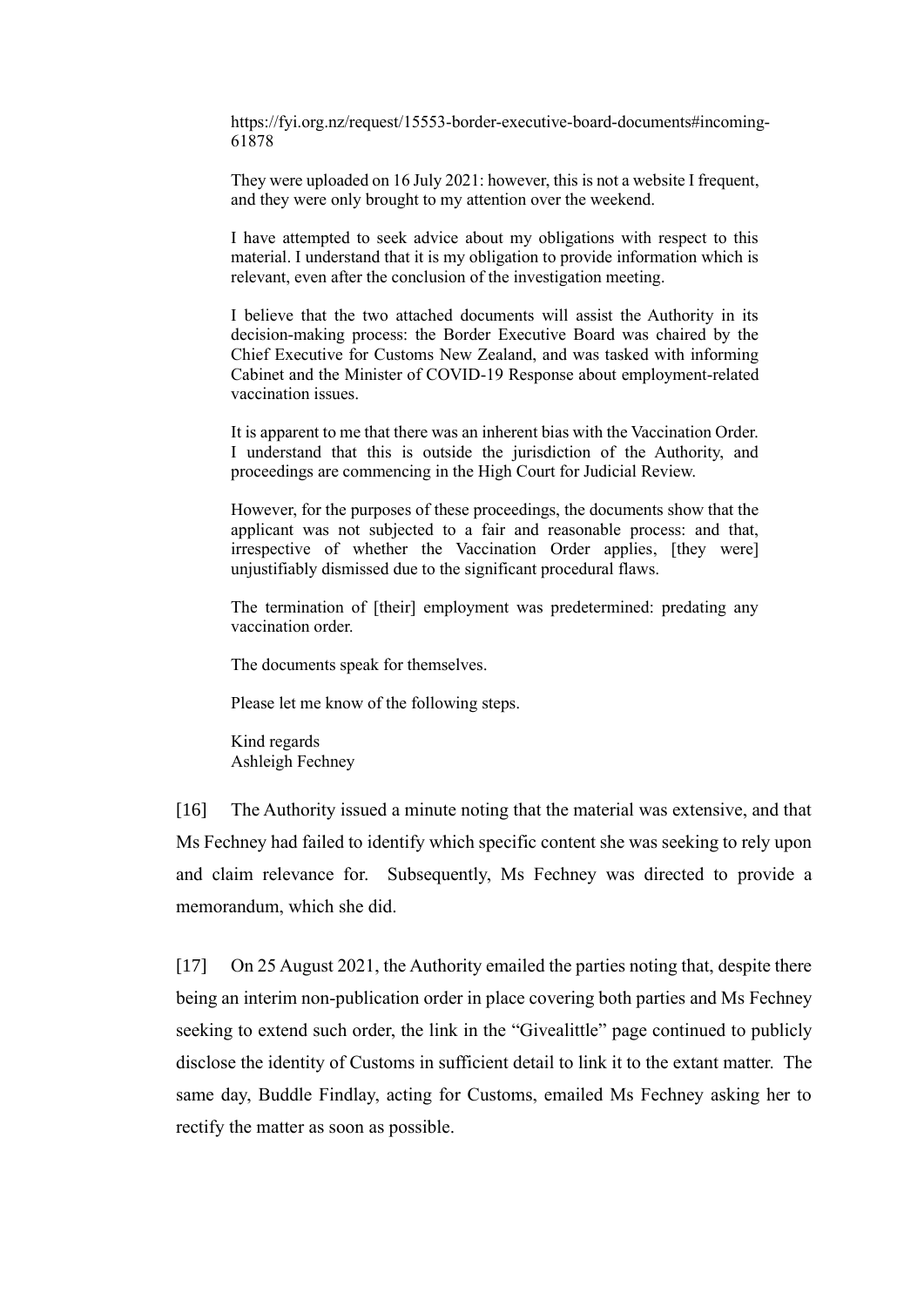> https://fyi.org.nz/request/15553-border-executive-board-documents#incoming-61878
>
> They were uploaded on 16 July 2021: however, this is not a website I frequent, and they were only brought to my attention over the weekend.
>
> I have attempted to seek advice about my obligations with respect to this material. I understand that it is my obligation to provide information which is relevant, even after the conclusion of the investigation meeting.
>
> I believe that the two attached documents will assist the Authority in its decision-making process: the Border Executive Board was chaired by the Chief Executive for Customs New Zealand, and was tasked with informing Cabinet and the Minister of COVID-19 Response about employment-related vaccination issues.
>
> It is apparent to me that there was an inherent bias with the Vaccination Order. I understand that this is outside the jurisdiction of the Authority, and proceedings are commencing in the High Court for Judicial Review.
>
> However, for the purposes of these proceedings, the documents show that the applicant was not subjected to a fair and reasonable process: and that, irrespective of whether the Vaccination Order applies, [they were] unjustifiably dismissed due to the significant procedural flaws.
>
> The termination of [their] employment was predetermined: predating any vaccination order.
>
> The documents speak for themselves.
>
> Please let me know of the following steps.
>
> Kind regards
> Ashleigh Fechney

[16] The Authority issued a minute noting that the material was extensive, and that Ms Fechney had failed to identify which specific content she was seeking to rely upon and claim relevance for. Subsequently, Ms Fechney was directed to provide a memorandum, which she did.

[17] On 25 August 2021, the Authority emailed the parties noting that, despite there being an interim non-publication order in place covering both parties and Ms Fechney seeking to extend such order, the link in the "Givealittle" page continued to publicly disclose the identity of Customs in sufficient detail to link it to the extant matter. The same day, Buddle Findlay, acting for Customs, emailed Ms Fechney asking her to rectify the matter as soon as possible.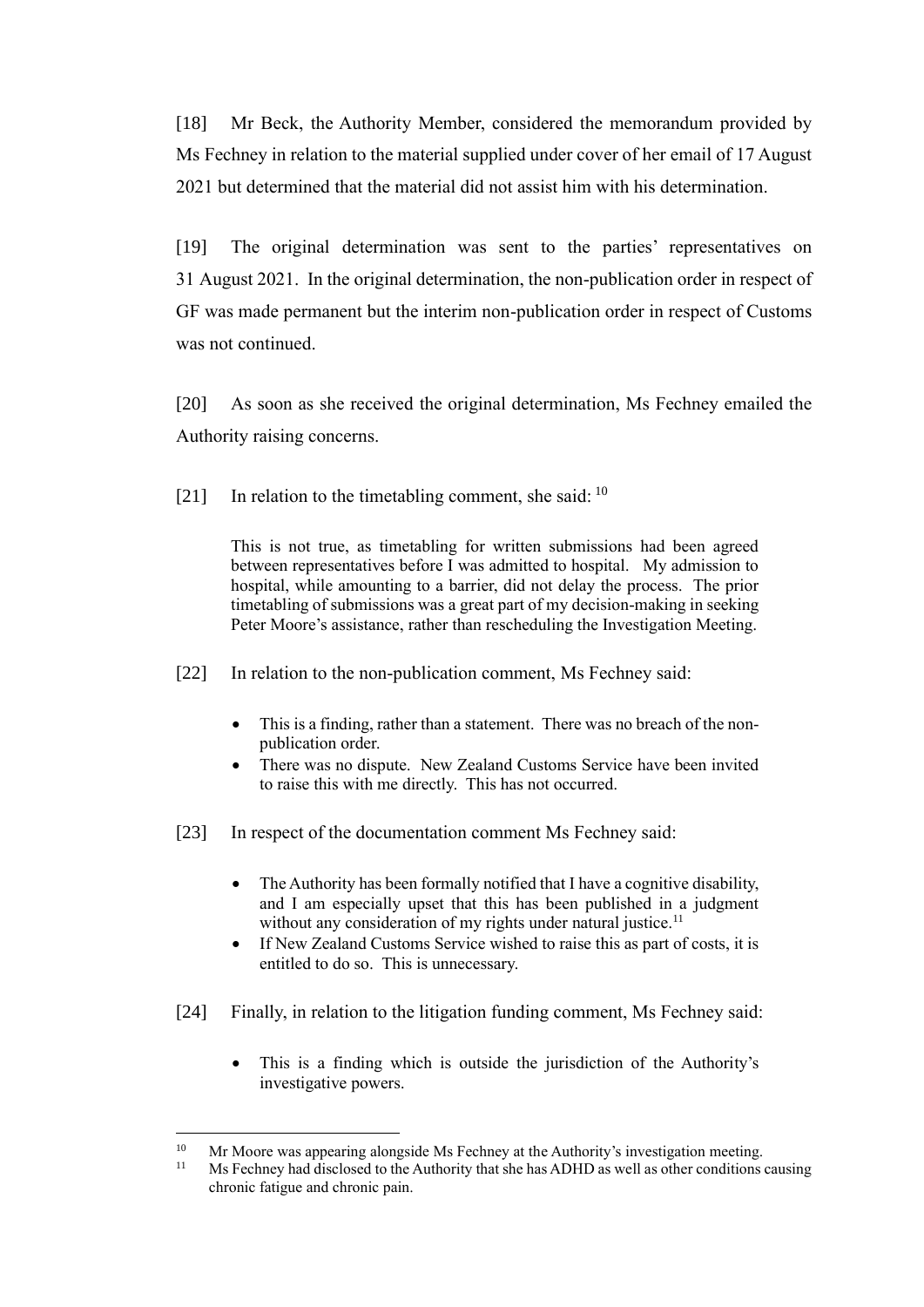[18] Mr Beck, the Authority Member, considered the memorandum provided by Ms Fechney in relation to the material supplied under cover of her email of 17 August 2021 but determined that the material did not assist him with his determination.

[19] The original determination was sent to the parties' representatives on 31 August 2021. In the original determination, the non-publication order in respect of GF was made permanent but the interim non-publication order in respect of Customs was not continued.

[20] As soon as she received the original determination, Ms Fechney emailed the Authority raising concerns.

[21] In relation to the timetabling comment, she said: [10]

> This is not true, as timetabling for written submissions had been agreed between representatives before I was admitted to hospital. My admission to hospital, while amounting to a barrier, did not delay the process. The prior timetabling of submissions was a great part of my decision-making in seeking Peter Moore's assistance, rather than rescheduling the Investigation Meeting.

[22] In relation to the non-publication comment, Ms Fechney said:

> - This is a finding, rather than a statement. There was no breach of the non-publication order.
> - There was no dispute. New Zealand Customs Service have been invited to raise this with me directly. This has not occurred.

[23] In respect of the documentation comment Ms Fechney said:

> - The Authority has been formally notified that I have a cognitive disability, and I am especially upset that this has been published in a judgment without any consideration of my rights under natural justice.[11]
> - If New Zealand Customs Service wished to raise this as part of costs, it is entitled to do so. This is unnecessary.

[24] Finally, in relation to the litigation funding comment, Ms Fechney said:

> - This is a finding which is outside the jurisdiction of the Authority's investigative powers.

---

[10] Mr Moore was appearing alongside Ms Fechney at the Authority's investigation meeting.

[11] Ms Fechney had disclosed to the Authority that she has ADHD as well as other conditions causing chronic fatigue and chronic pain.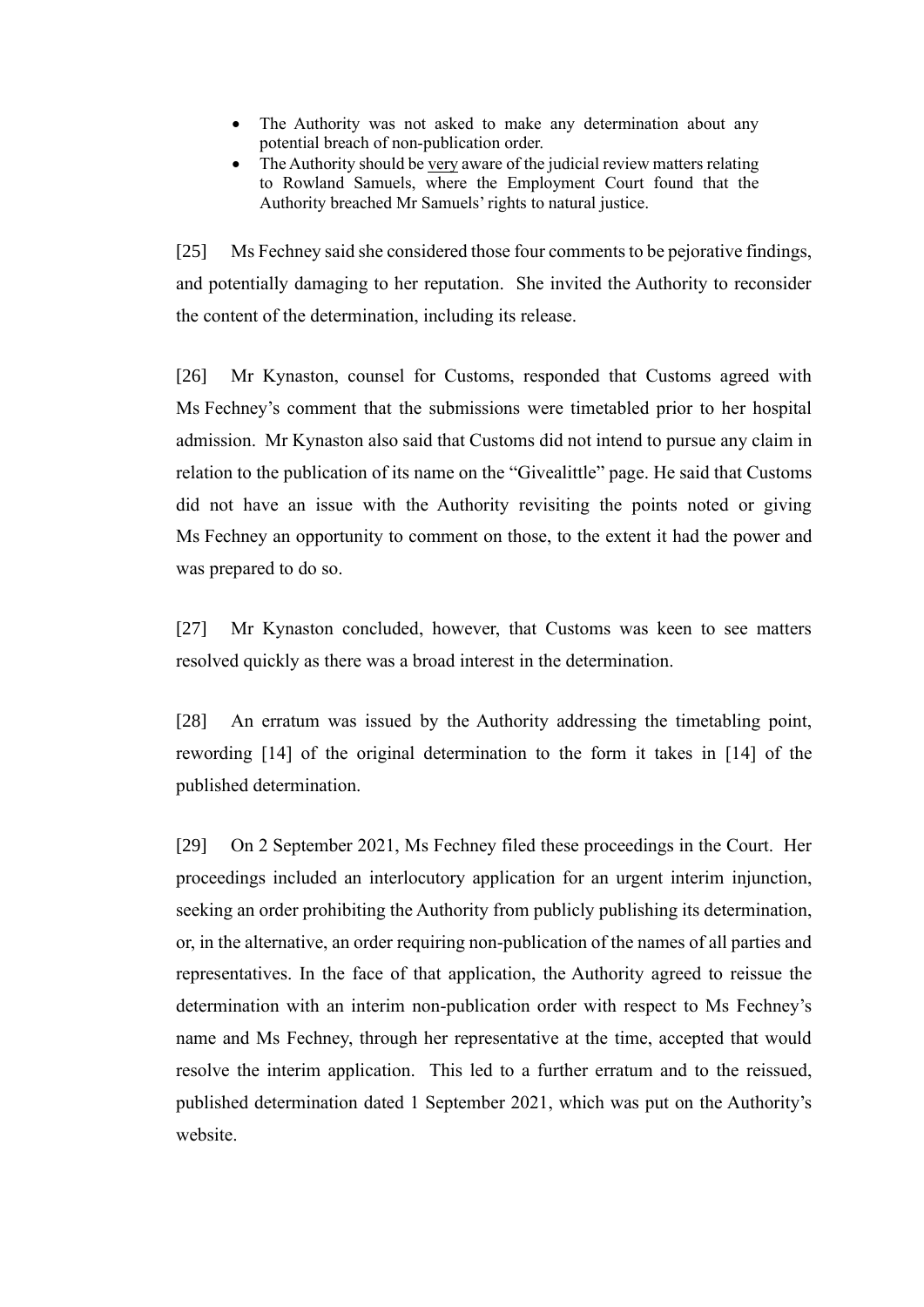- The Authority was not asked to make any determination about any potential breach of non-publication order.
- The Authority should be very aware of the judicial review matters relating to Rowland Samuels, where the Employment Court found that the Authority breached Mr Samuels' rights to natural justice.

[25] Ms Fechney said she considered those four comments to be pejorative findings, and potentially damaging to her reputation. She invited the Authority to reconsider the content of the determination, including its release.

[26] Mr Kynaston, counsel for Customs, responded that Customs agreed with Ms Fechney's comment that the submissions were timetabled prior to her hospital admission. Mr Kynaston also said that Customs did not intend to pursue any claim in relation to the publication of its name on the "Givealittle" page. He said that Customs did not have an issue with the Authority revisiting the points noted or giving Ms Fechney an opportunity to comment on those, to the extent it had the power and was prepared to do so.

[27] Mr Kynaston concluded, however, that Customs was keen to see matters resolved quickly as there was a broad interest in the determination.

[28] An erratum was issued by the Authority addressing the timetabling point, rewording [14] of the original determination to the form it takes in [14] of the published determination.

[29] On 2 September 2021, Ms Fechney filed these proceedings in the Court. Her proceedings included an interlocutory application for an urgent interim injunction, seeking an order prohibiting the Authority from publicly publishing its determination, or, in the alternative, an order requiring non-publication of the names of all parties and representatives. In the face of that application, the Authority agreed to reissue the determination with an interim non-publication order with respect to Ms Fechney's name and Ms Fechney, through her representative at the time, accepted that would resolve the interim application. This led to a further erratum and to the reissued, published determination dated 1 September 2021, which was put on the Authority's website.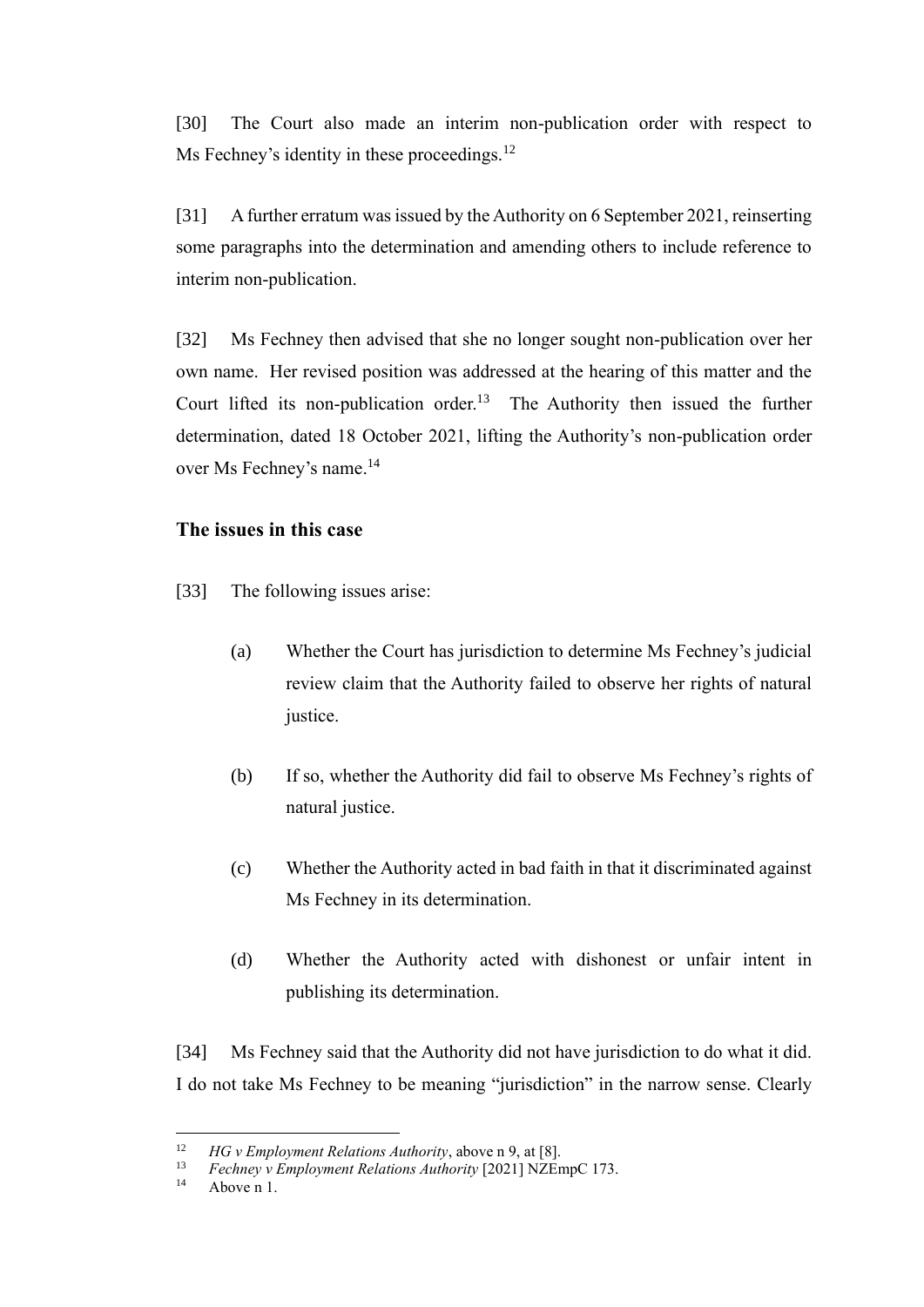[30] The Court also made an interim non-publication order with respect to Ms Fechney's identity in these proceedings.[12]

[31] A further erratum was issued by the Authority on 6 September 2021, reinserting some paragraphs into the determination and amending others to include reference to interim non-publication.

[32] Ms Fechney then advised that she no longer sought non-publication over her own name. Her revised position was addressed at the hearing of this matter and the Court lifted its non-publication order.[13] The Authority then issued the further determination, dated 18 October 2021, lifting the Authority's non-publication order over Ms Fechney's name.[14]

## The issues in this case

[33] The following issues arise:

(a) Whether the Court has jurisdiction to determine Ms Fechney's judicial review claim that the Authority failed to observe her rights of natural justice.

(b) If so, whether the Authority did fail to observe Ms Fechney's rights of natural justice.

(c) Whether the Authority acted in bad faith in that it discriminated against Ms Fechney in its determination.

(d) Whether the Authority acted with dishonest or unfair intent in publishing its determination.

[34] Ms Fechney said that the Authority did not have jurisdiction to do what it did. I do not take Ms Fechney to be meaning "jurisdiction" in the narrow sense. Clearly

---

[12] *HG v Employment Relations Authority*, above n 9, at [8].

[13] *Fechney v Employment Relations Authority* [2021] NZEmpC 173.

[14] Above n 1.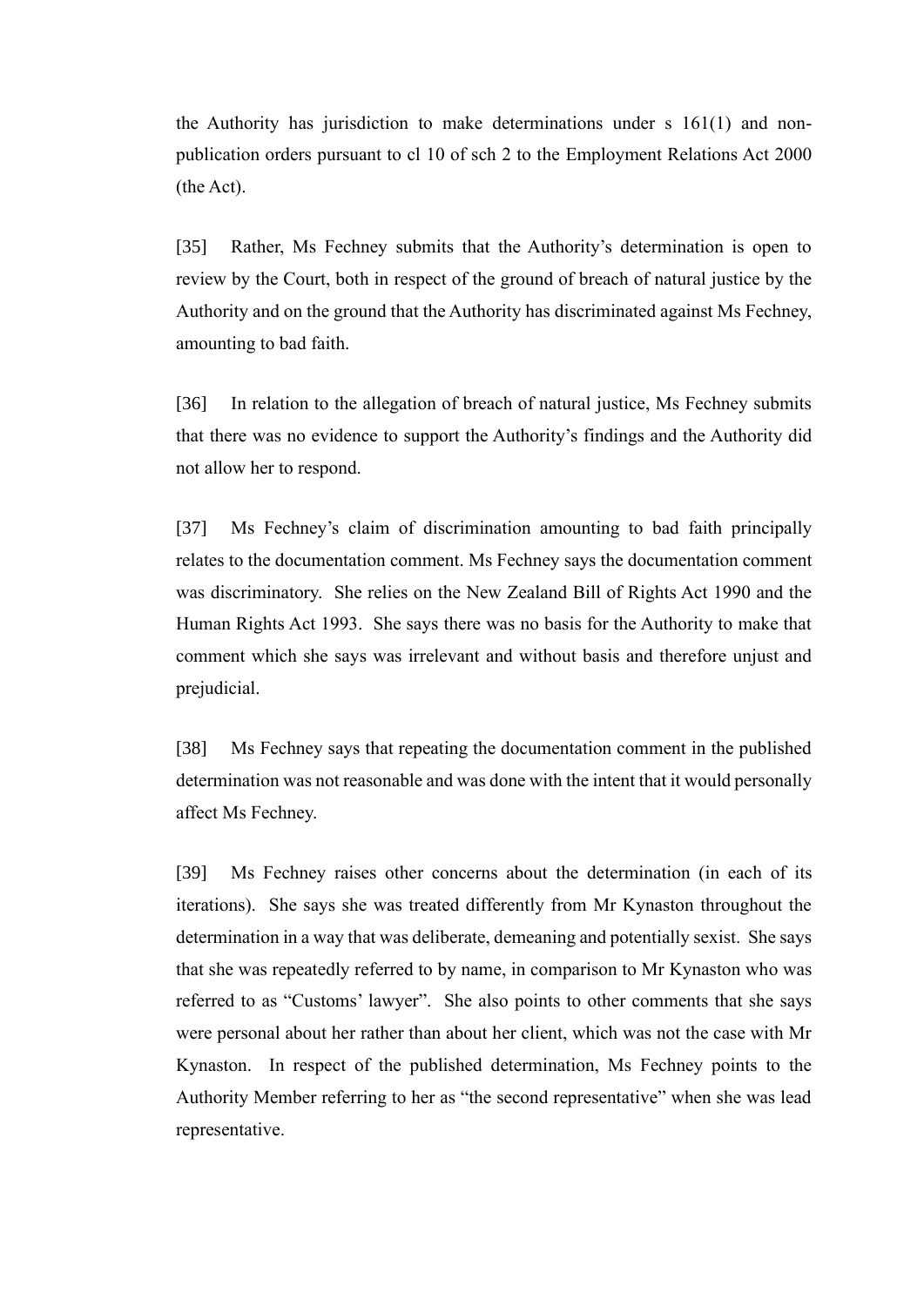the Authority has jurisdiction to make determinations under s 161(1) and non-publication orders pursuant to cl 10 of sch 2 to the Employment Relations Act 2000 (the Act).

[35] Rather, Ms Fechney submits that the Authority's determination is open to review by the Court, both in respect of the ground of breach of natural justice by the Authority and on the ground that the Authority has discriminated against Ms Fechney, amounting to bad faith.

[36] In relation to the allegation of breach of natural justice, Ms Fechney submits that there was no evidence to support the Authority's findings and the Authority did not allow her to respond.

[37] Ms Fechney's claim of discrimination amounting to bad faith principally relates to the documentation comment. Ms Fechney says the documentation comment was discriminatory. She relies on the New Zealand Bill of Rights Act 1990 and the Human Rights Act 1993. She says there was no basis for the Authority to make that comment which she says was irrelevant and without basis and therefore unjust and prejudicial.

[38] Ms Fechney says that repeating the documentation comment in the published determination was not reasonable and was done with the intent that it would personally affect Ms Fechney.

[39] Ms Fechney raises other concerns about the determination (in each of its iterations). She says she was treated differently from Mr Kynaston throughout the determination in a way that was deliberate, demeaning and potentially sexist. She says that she was repeatedly referred to by name, in comparison to Mr Kynaston who was referred to as "Customs' lawyer". She also points to other comments that she says were personal about her rather than about her client, which was not the case with Mr Kynaston. In respect of the published determination, Ms Fechney points to the Authority Member referring to her as "the second representative" when she was lead representative.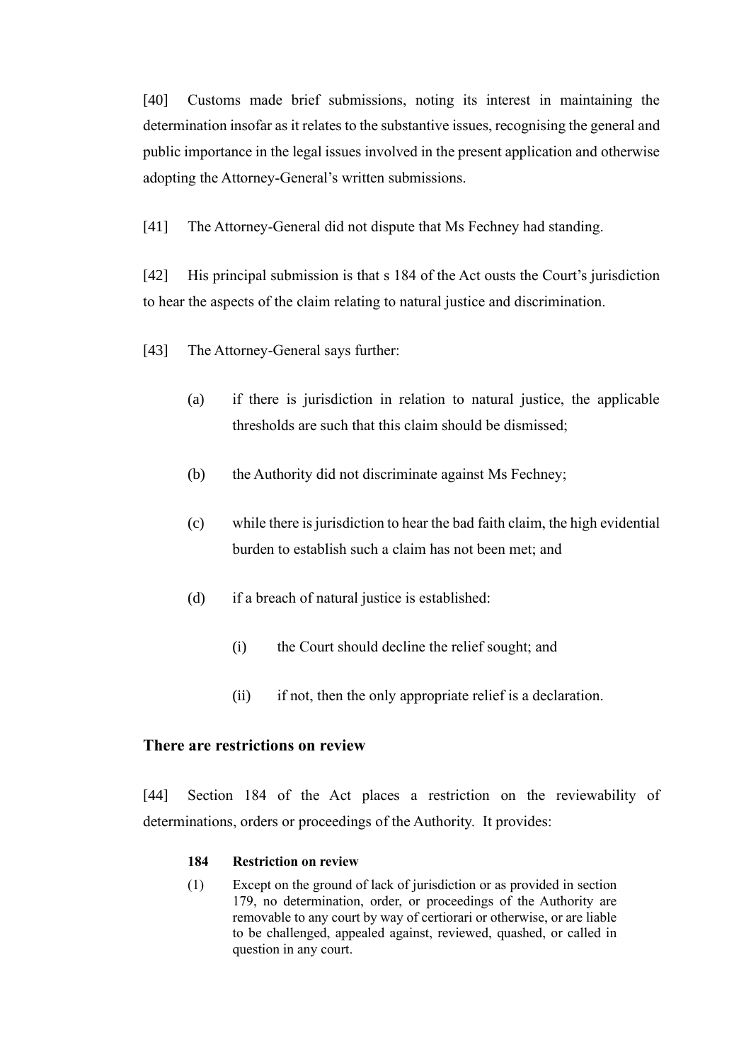[40] Customs made brief submissions, noting its interest in maintaining the determination insofar as it relates to the substantive issues, recognising the general and public importance in the legal issues involved in the present application and otherwise adopting the Attorney-General's written submissions.

[41] The Attorney-General did not dispute that Ms Fechney had standing.

[42] His principal submission is that s 184 of the Act ousts the Court's jurisdiction to hear the aspects of the claim relating to natural justice and discrimination.

[43] The Attorney-General says further:

(a) if there is jurisdiction in relation to natural justice, the applicable thresholds are such that this claim should be dismissed;

(b) the Authority did not discriminate against Ms Fechney;

(c) while there is jurisdiction to hear the bad faith claim, the high evidential burden to establish such a claim has not been met; and

(d) if a breach of natural justice is established:

(i) the Court should decline the relief sought; and

(ii) if not, then the only appropriate relief is a declaration.

## There are restrictions on review

[44] Section 184 of the Act places a restriction on the reviewability of determinations, orders or proceedings of the Authority. It provides:

> **184 Restriction on review**
>
> (1) Except on the ground of lack of jurisdiction or as provided in section 179, no determination, order, or proceedings of the Authority are removable to any court by way of certiorari or otherwise, or are liable to be challenged, appealed against, reviewed, quashed, or called in question in any court.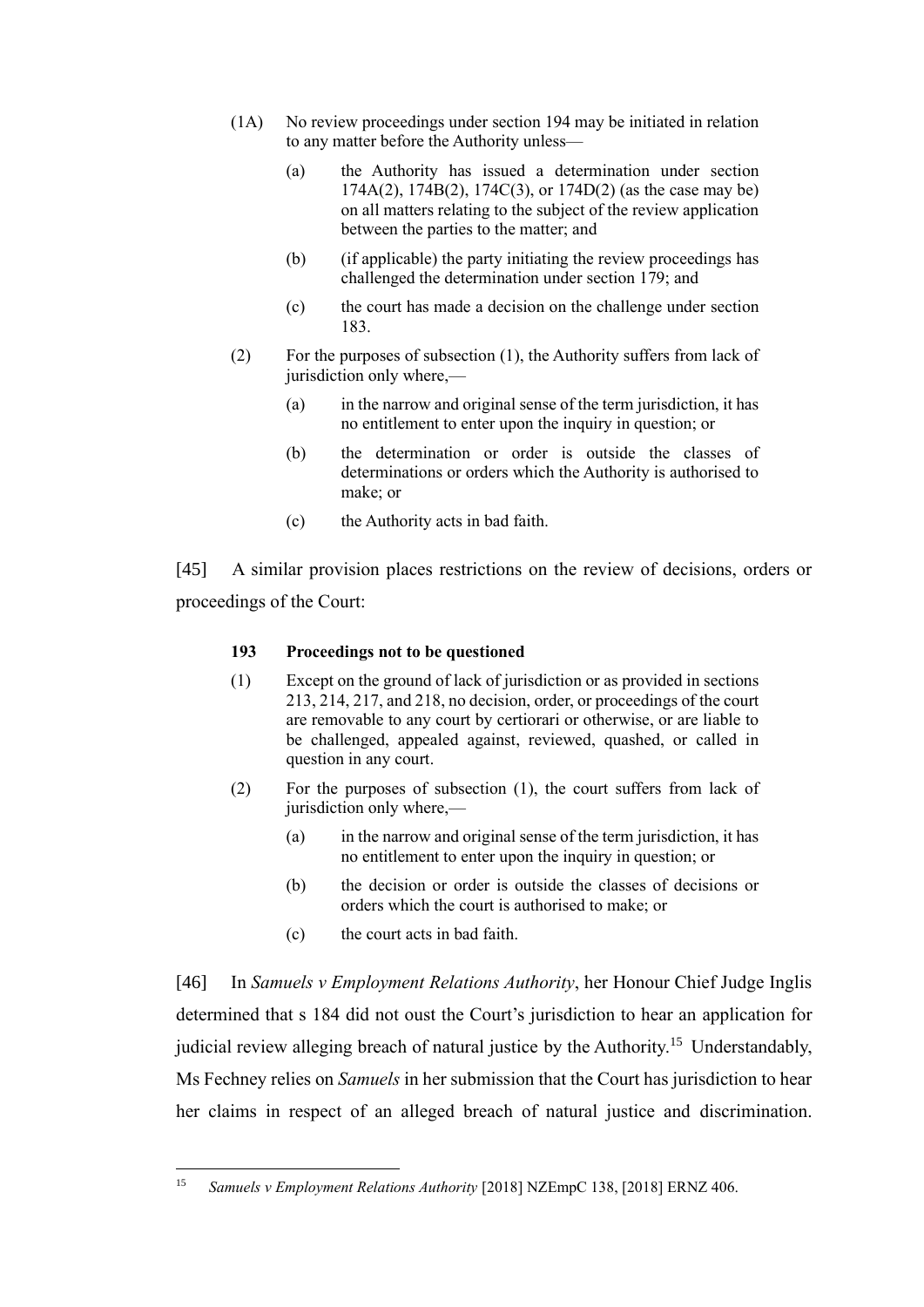(1A) No review proceedings under section 194 may be initiated in relation to any matter before the Authority unless—

> (a) the Authority has issued a determination under section 174A(2), 174B(2), 174C(3), or 174D(2) (as the case may be) on all matters relating to the subject of the review application between the parties to the matter; and
>
> (b) (if applicable) the party initiating the review proceedings has challenged the determination under section 179; and
>
> (c) the court has made a decision on the challenge under section 183.

(2) For the purposes of subsection (1), the Authority suffers from lack of jurisdiction only where,—

> (a) in the narrow and original sense of the term jurisdiction, it has no entitlement to enter upon the inquiry in question; or
>
> (b) the determination or order is outside the classes of determinations or orders which the Authority is authorised to make; or
>
> (c) the Authority acts in bad faith.

[45] A similar provision places restrictions on the review of decisions, orders or proceedings of the Court:

> **193 Proceedings not to be questioned**
>
> (1) Except on the ground of lack of jurisdiction or as provided in sections 213, 214, 217, and 218, no decision, order, or proceedings of the court are removable to any court by certiorari or otherwise, or are liable to be challenged, appealed against, reviewed, quashed, or called in question in any court.
>
> (2) For the purposes of subsection (1), the court suffers from lack of jurisdiction only where,—
>
> > (a) in the narrow and original sense of the term jurisdiction, it has no entitlement to enter upon the inquiry in question; or
> >
> > (b) the decision or order is outside the classes of decisions or orders which the court is authorised to make; or
> >
> > (c) the court acts in bad faith.

[46] In *Samuels v Employment Relations Authority*, her Honour Chief Judge Inglis determined that s 184 did not oust the Court's jurisdiction to hear an application for judicial review alleging breach of natural justice by the Authority.[15] Understandably, Ms Fechney relies on *Samuels* in her submission that the Court has jurisdiction to hear her claims in respect of an alleged breach of natural justice and discrimination.

---

[15] *Samuels v Employment Relations Authority* [2018] NZEmpC 138, [2018] ERNZ 406.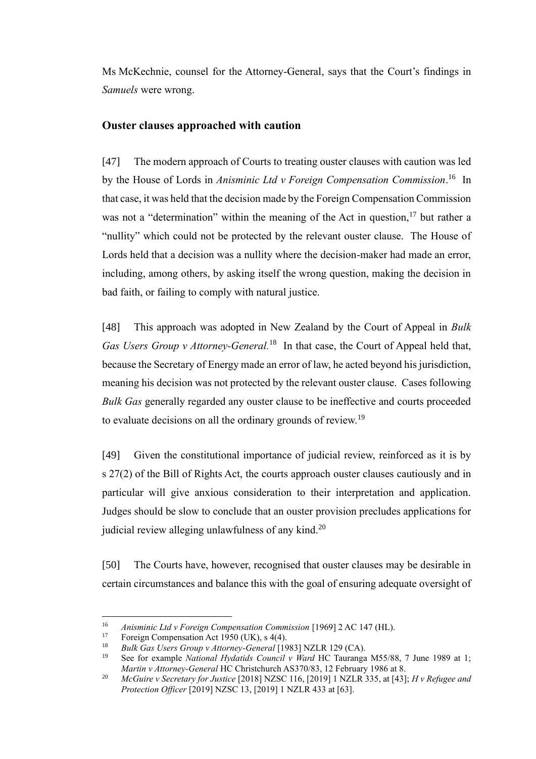Ms McKechnie, counsel for the Attorney-General, says that the Court's findings in *Samuels* were wrong.

## Ouster clauses approached with caution

[47] The modern approach of Courts to treating ouster clauses with caution was led by the House of Lords in *Anisminic Ltd v Foreign Compensation Commission*.[16] In that case, it was held that the decision made by the Foreign Compensation Commission was not a "determination" within the meaning of the Act in question,[17] but rather a "nullity" which could not be protected by the relevant ouster clause. The House of Lords held that a decision was a nullity where the decision-maker had made an error, including, among others, by asking itself the wrong question, making the decision in bad faith, or failing to comply with natural justice.

[48] This approach was adopted in New Zealand by the Court of Appeal in *Bulk Gas Users Group v Attorney-General.*[18] In that case, the Court of Appeal held that, because the Secretary of Energy made an error of law, he acted beyond his jurisdiction, meaning his decision was not protected by the relevant ouster clause. Cases following *Bulk Gas* generally regarded any ouster clause to be ineffective and courts proceeded to evaluate decisions on all the ordinary grounds of review.[19]

[49] Given the constitutional importance of judicial review, reinforced as it is by s 27(2) of the Bill of Rights Act, the courts approach ouster clauses cautiously and in particular will give anxious consideration to their interpretation and application. Judges should be slow to conclude that an ouster provision precludes applications for judicial review alleging unlawfulness of any kind.[20]

[50] The Courts have, however, recognised that ouster clauses may be desirable in certain circumstances and balance this with the goal of ensuring adequate oversight of

---

[16] *Anisminic Ltd v Foreign Compensation Commission* [1969] 2 AC 147 (HL).

[17] Foreign Compensation Act 1950 (UK), s 4(4).

[18] *Bulk Gas Users Group v Attorney-General* [1983] NZLR 129 (CA).

[19] See for example *National Hydatids Council v Ward* HC Tauranga M55/88, 7 June 1989 at 1; *Martin v Attorney-General* HC Christchurch AS370/83, 12 February 1986 at 8.

[20] *McGuire v Secretary for Justice* [2018] NZSC 116, [2019] 1 NZLR 335, at [43]; *H v Refugee and Protection Officer* [2019] NZSC 13, [2019] 1 NZLR 433 at [63].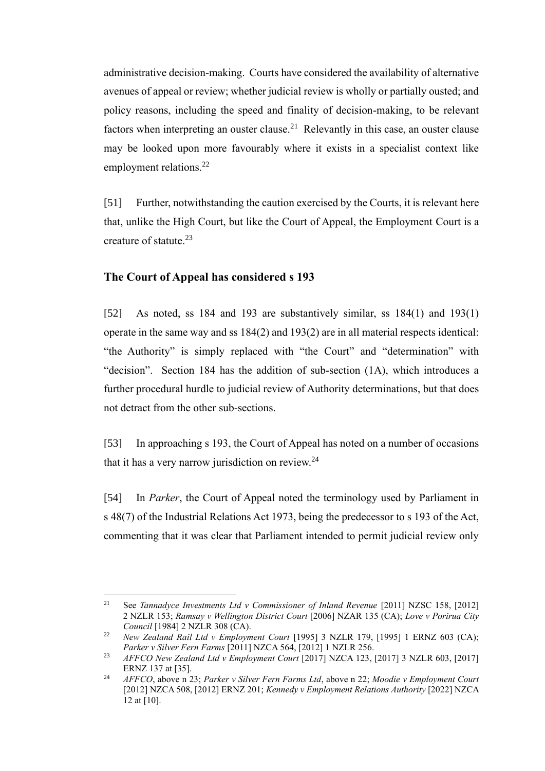administrative decision-making. Courts have considered the availability of alternative avenues of appeal or review; whether judicial review is wholly or partially ousted; and policy reasons, including the speed and finality of decision-making, to be relevant factors when interpreting an ouster clause.[21] Relevantly in this case, an ouster clause may be looked upon more favourably where it exists in a specialist context like employment relations.[22]

[51] Further, notwithstanding the caution exercised by the Courts, it is relevant here that, unlike the High Court, but like the Court of Appeal, the Employment Court is a creature of statute.[23]

### The Court of Appeal has considered s 193

[52] As noted, ss 184 and 193 are substantively similar, ss 184(1) and 193(1) operate in the same way and ss 184(2) and 193(2) are in all material respects identical: "the Authority" is simply replaced with "the Court" and "determination" with "decision". Section 184 has the addition of sub-section (1A), which introduces a further procedural hurdle to judicial review of Authority determinations, but that does not detract from the other sub-sections.

[53] In approaching s 193, the Court of Appeal has noted on a number of occasions that it has a very narrow jurisdiction on review.[24]

[54] In *Parker*, the Court of Appeal noted the terminology used by Parliament in s 48(7) of the Industrial Relations Act 1973, being the predecessor to s 193 of the Act, commenting that it was clear that Parliament intended to permit judicial review only

---

[21] See *Tannadyce Investments Ltd v Commissioner of Inland Revenue* [2011] NZSC 158, [2012] 2 NZLR 153; *Ramsay v Wellington District Court* [2006] NZAR 135 (CA); *Love v Porirua City Council* [1984] 2 NZLR 308 (CA).

[22] *New Zealand Rail Ltd v Employment Court* [1995] 3 NZLR 179, [1995] 1 ERNZ 603 (CA); *Parker v Silver Fern Farms* [2011] NZCA 564, [2012] 1 NZLR 256.

[23] *AFFCO New Zealand Ltd v Employment Court* [2017] NZCA 123, [2017] 3 NZLR 603, [2017] ERNZ 137 at [35].

[24] *AFFCO*, above n 23; *Parker v Silver Fern Farms Ltd*, above n 22; *Moodie v Employment Court* [2012] NZCA 508, [2012] ERNZ 201; *Kennedy v Employment Relations Authority* [2022] NZCA 12 at [10].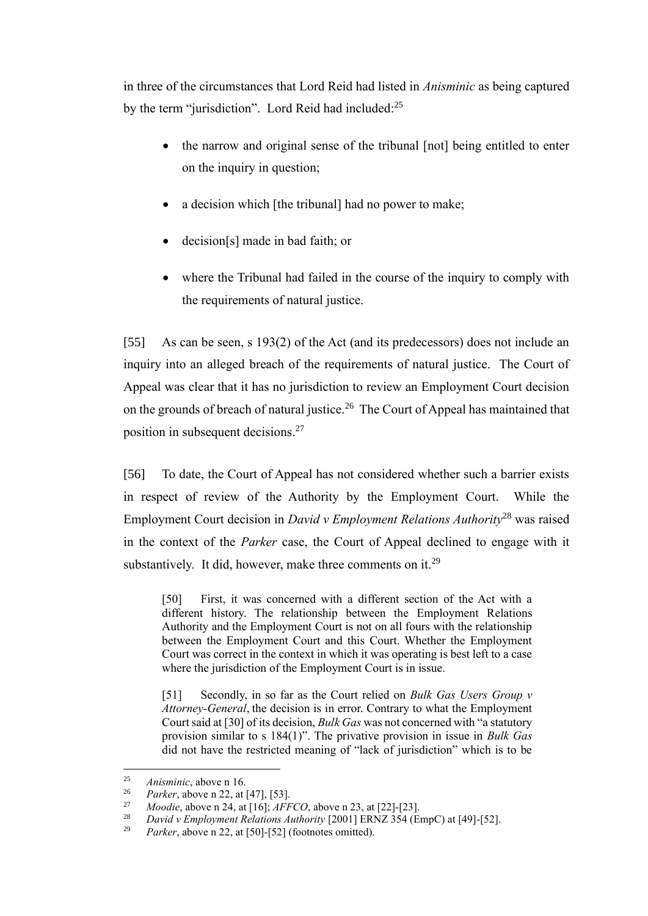in three of the circumstances that Lord Reid had listed in *Anisminic* as being captured by the term "jurisdiction". Lord Reid had included:[25]

- the narrow and original sense of the tribunal [not] being entitled to enter on the inquiry in question;
- a decision which [the tribunal] had no power to make;
- decision[s] made in bad faith; or
- where the Tribunal had failed in the course of the inquiry to comply with the requirements of natural justice.

[55] As can be seen, s 193(2) of the Act (and its predecessors) does not include an inquiry into an alleged breach of the requirements of natural justice. The Court of Appeal was clear that it has no jurisdiction to review an Employment Court decision on the grounds of breach of natural justice.[26] The Court of Appeal has maintained that position in subsequent decisions.[27]

[56] To date, the Court of Appeal has not considered whether such a barrier exists in respect of review of the Authority by the Employment Court. While the Employment Court decision in *David v Employment Relations Authority*[28] was raised in the context of the *Parker* case, the Court of Appeal declined to engage with it substantively. It did, however, make three comments on it.[29]

> [50] First, it was concerned with a different section of the Act with a different history. The relationship between the Employment Relations Authority and the Employment Court is not on all fours with the relationship between the Employment Court and this Court. Whether the Employment Court was correct in the context in which it was operating is best left to a case where the jurisdiction of the Employment Court is in issue.
>
> [51] Secondly, in so far as the Court relied on *Bulk Gas Users Group v Attorney-General*, the decision is in error. Contrary to what the Employment Court said at [30] of its decision, *Bulk Gas* was not concerned with "a statutory provision similar to s 184(1)". The privative provision in issue in *Bulk Gas* did not have the restricted meaning of "lack of jurisdiction" which is to be

---

[25] *Anisminic*, above n 16.

[26] *Parker*, above n 22, at [47], [53].

[27] *Moodie*, above n 24, at [16]; *AFFCO*, above n 23, at [22]-[23].

[28] *David v Employment Relations Authority* [2001] ERNZ 354 (EmpC) at [49]-[52].

[29] *Parker*, above n 22, at [50]-[52] (footnotes omitted).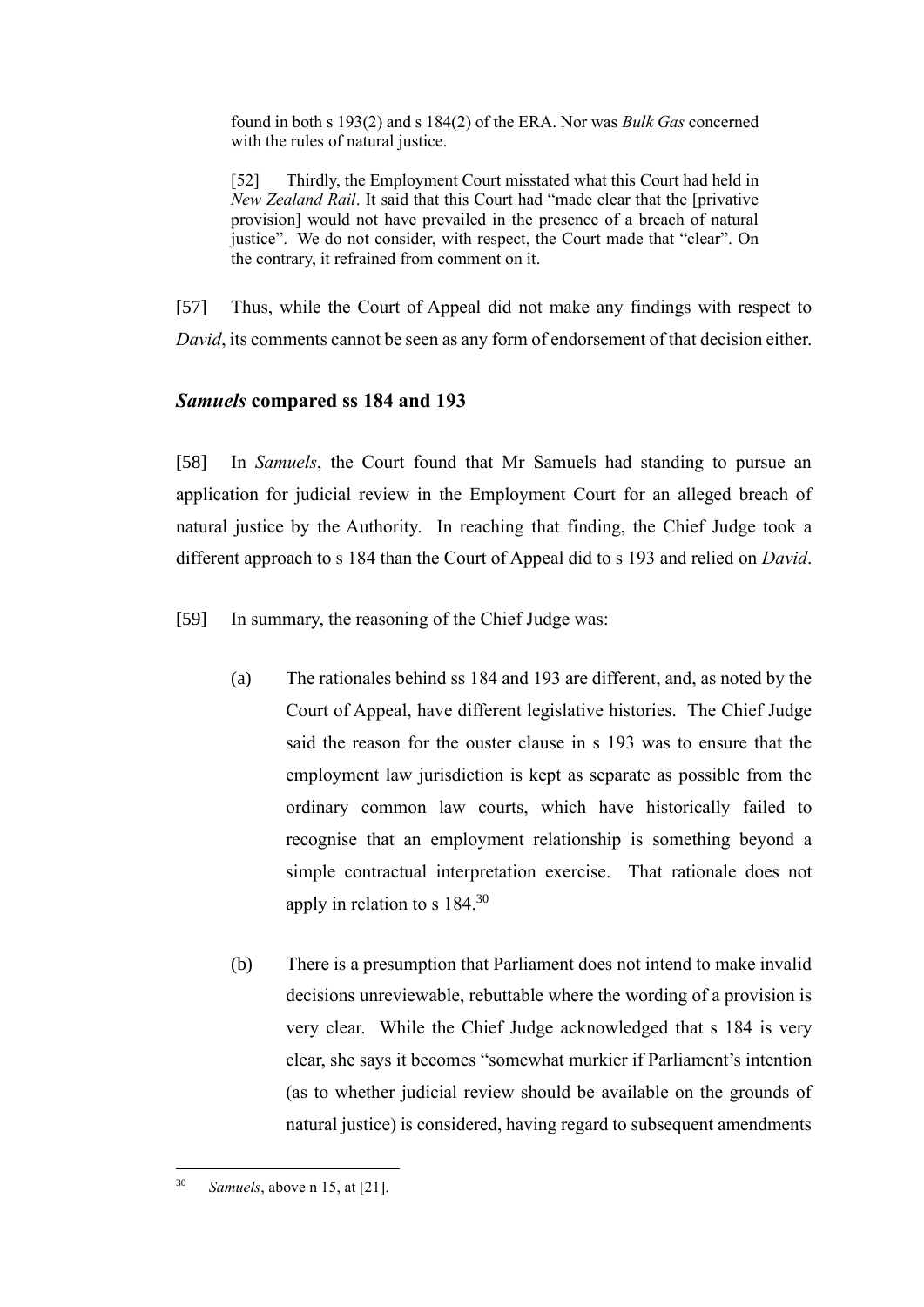> found in both s 193(2) and s 184(2) of the ERA. Nor was *Bulk Gas* concerned with the rules of natural justice.
>
> [52] Thirdly, the Employment Court misstated what this Court had held in *New Zealand Rail*. It said that this Court had "made clear that the [privative provision] would not have prevailed in the presence of a breach of natural justice". We do not consider, with respect, the Court made that "clear". On the contrary, it refrained from comment on it.

[57] Thus, while the Court of Appeal did not make any findings with respect to *David*, its comments cannot be seen as any form of endorsement of that decision either.

## *Samuels* compared ss 184 and 193

[58] In *Samuels*, the Court found that Mr Samuels had standing to pursue an application for judicial review in the Employment Court for an alleged breach of natural justice by the Authority. In reaching that finding, the Chief Judge took a different approach to s 184 than the Court of Appeal did to s 193 and relied on *David*.

[59] In summary, the reasoning of the Chief Judge was:

(a) The rationales behind ss 184 and 193 are different, and, as noted by the Court of Appeal, have different legislative histories. The Chief Judge said the reason for the ouster clause in s 193 was to ensure that the employment law jurisdiction is kept as separate as possible from the ordinary common law courts, which have historically failed to recognise that an employment relationship is something beyond a simple contractual interpretation exercise. That rationale does not apply in relation to s 184.[30]

(b) There is a presumption that Parliament does not intend to make invalid decisions unreviewable, rebuttable where the wording of a provision is very clear. While the Chief Judge acknowledged that s 184 is very clear, she says it becomes "somewhat murkier if Parliament's intention (as to whether judicial review should be available on the grounds of natural justice) is considered, having regard to subsequent amendments

[30] *Samuels*, above n 15, at [21].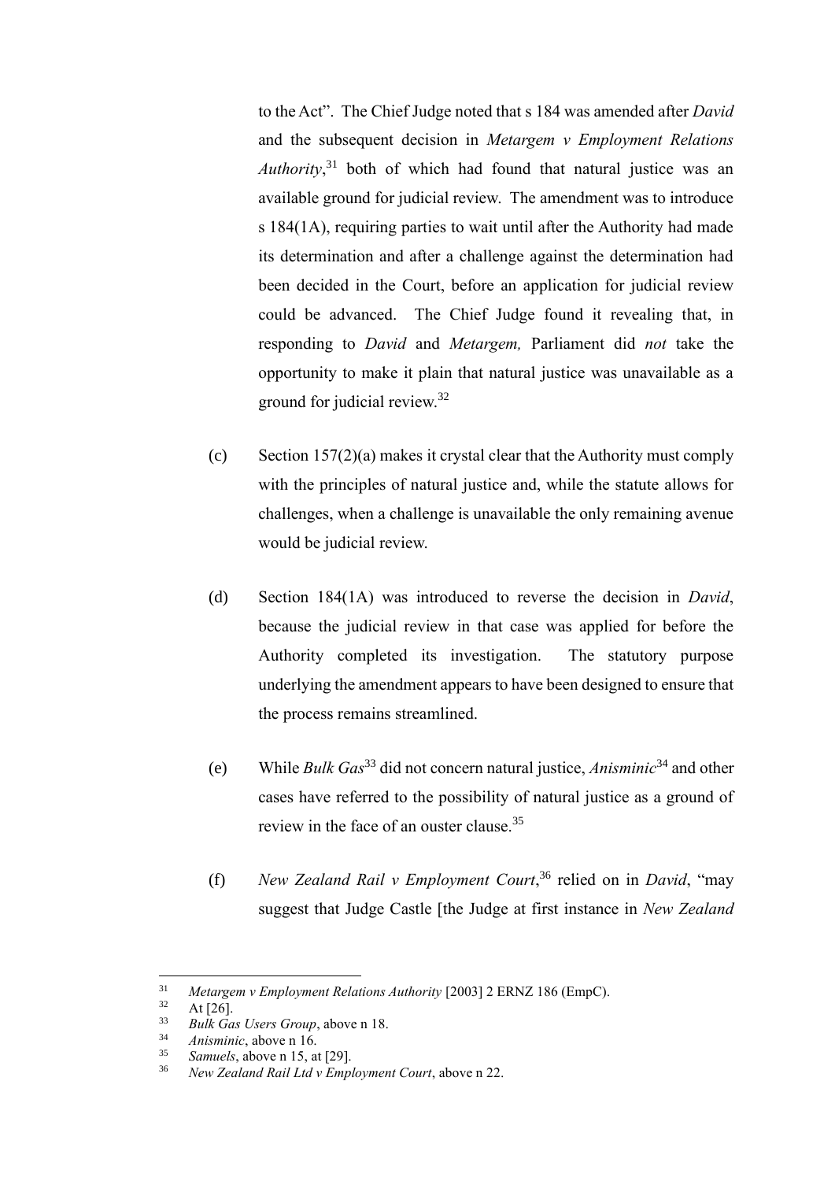to the Act". The Chief Judge noted that s 184 was amended after *David* and the subsequent decision in *Metargem v Employment Relations Authority*,[31] both of which had found that natural justice was an available ground for judicial review. The amendment was to introduce s 184(1A), requiring parties to wait until after the Authority had made its determination and after a challenge against the determination had been decided in the Court, before an application for judicial review could be advanced. The Chief Judge found it revealing that, in responding to *David* and *Metargem,* Parliament did *not* take the opportunity to make it plain that natural justice was unavailable as a ground for judicial review.[32]

(c) Section 157(2)(a) makes it crystal clear that the Authority must comply with the principles of natural justice and, while the statute allows for challenges, when a challenge is unavailable the only remaining avenue would be judicial review.

(d) Section 184(1A) was introduced to reverse the decision in *David*, because the judicial review in that case was applied for before the Authority completed its investigation. The statutory purpose underlying the amendment appears to have been designed to ensure that the process remains streamlined.

(e) While *Bulk Gas*[33] did not concern natural justice, *Anisminic*[34] and other cases have referred to the possibility of natural justice as a ground of review in the face of an ouster clause.[35]

(f) *New Zealand Rail v Employment Court*,[36] relied on in *David*, "may suggest that Judge Castle [the Judge at first instance in *New Zealand*

---

31 *Metargem v Employment Relations Authority* [2003] 2 ERNZ 186 (EmpC).
32 At [26].
33 *Bulk Gas Users Group*, above n 18.
34 *Anisminic*, above n 16.
35 *Samuels*, above n 15, at [29].
36 *New Zealand Rail Ltd v Employment Court*, above n 22.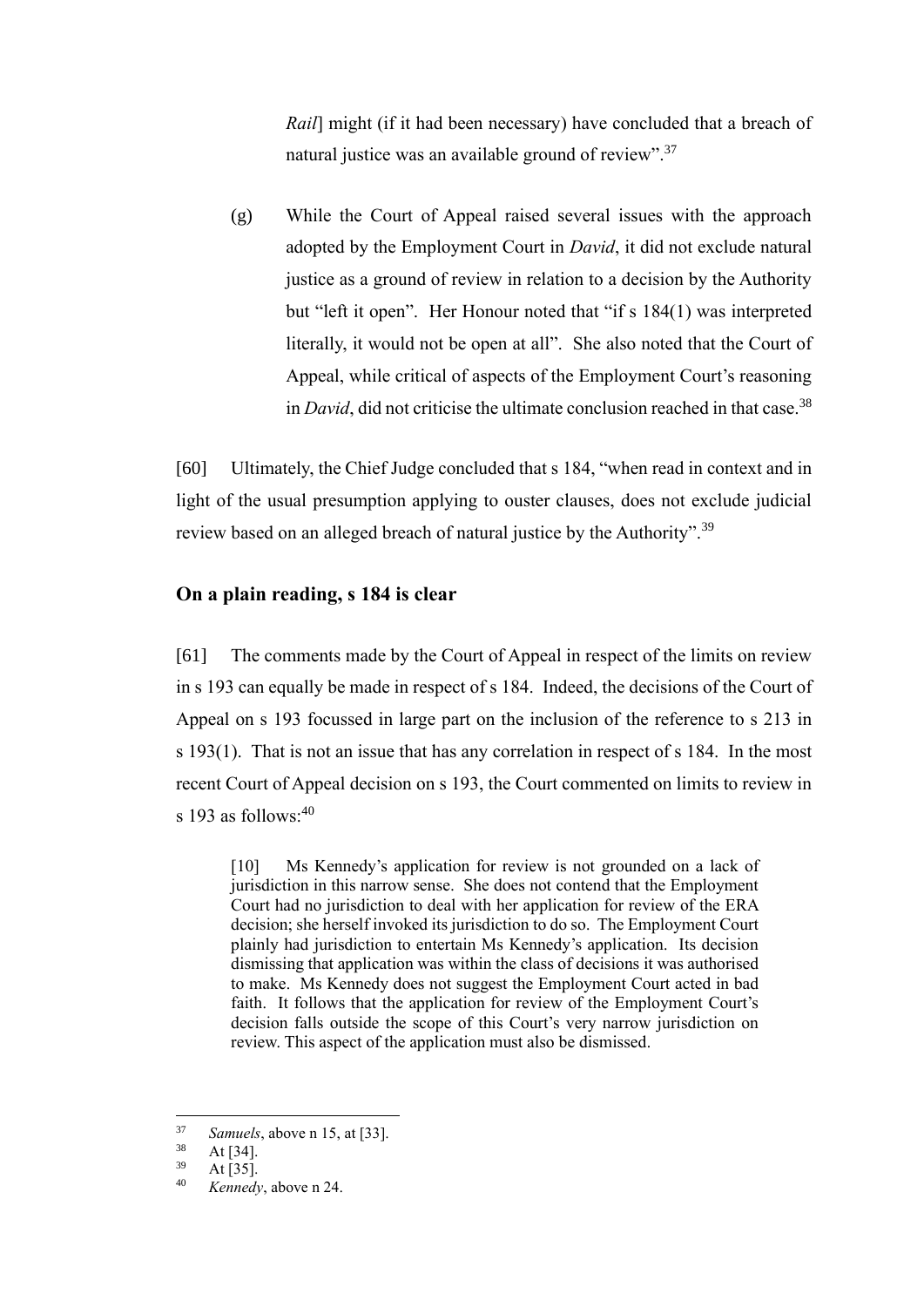*Rail*] might (if it had been necessary) have concluded that a breach of natural justice was an available ground of review".[37]

(g) While the Court of Appeal raised several issues with the approach adopted by the Employment Court in *David*, it did not exclude natural justice as a ground of review in relation to a decision by the Authority but "left it open". Her Honour noted that "if s 184(1) was interpreted literally, it would not be open at all". She also noted that the Court of Appeal, while critical of aspects of the Employment Court's reasoning in *David*, did not criticise the ultimate conclusion reached in that case.[38]

[60] Ultimately, the Chief Judge concluded that s 184, "when read in context and in light of the usual presumption applying to ouster clauses, does not exclude judicial review based on an alleged breach of natural justice by the Authority".[39]

## On a plain reading, s 184 is clear

[61] The comments made by the Court of Appeal in respect of the limits on review in s 193 can equally be made in respect of s 184. Indeed, the decisions of the Court of Appeal on s 193 focussed in large part on the inclusion of the reference to s 213 in s 193(1). That is not an issue that has any correlation in respect of s 184. In the most recent Court of Appeal decision on s 193, the Court commented on limits to review in s 193 as follows:[40]

> [10] Ms Kennedy's application for review is not grounded on a lack of jurisdiction in this narrow sense. She does not contend that the Employment Court had no jurisdiction to deal with her application for review of the ERA decision; she herself invoked its jurisdiction to do so. The Employment Court plainly had jurisdiction to entertain Ms Kennedy's application. Its decision dismissing that application was within the class of decisions it was authorised to make. Ms Kennedy does not suggest the Employment Court acted in bad faith. It follows that the application for review of the Employment Court's decision falls outside the scope of this Court's very narrow jurisdiction on review. This aspect of the application must also be dismissed.

---

[37] *Samuels*, above n 15, at [33].
[38] At [34].
[39] At [35].
[40] *Kennedy*, above n 24.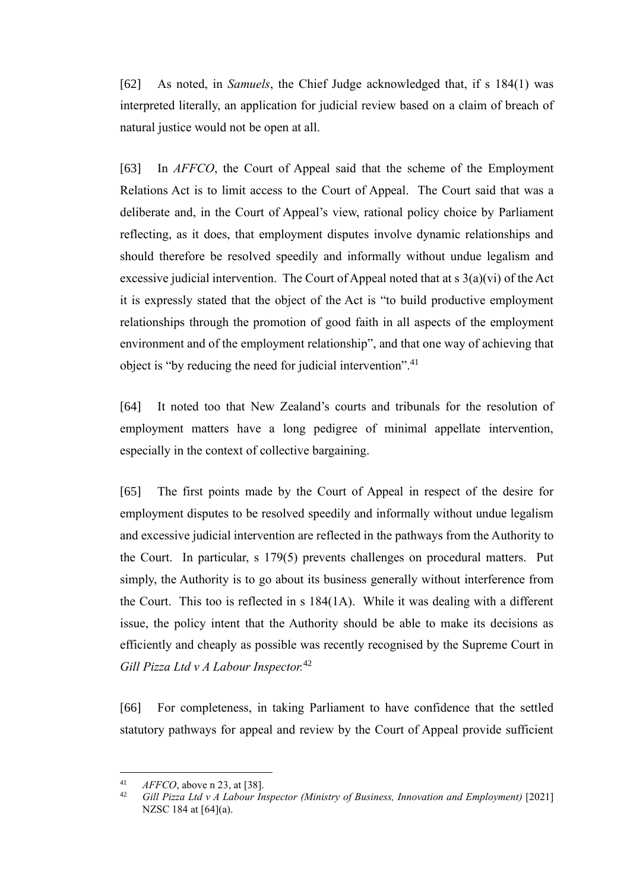[62] As noted, in *Samuels*, the Chief Judge acknowledged that, if s 184(1) was interpreted literally, an application for judicial review based on a claim of breach of natural justice would not be open at all.

[63] In *AFFCO*, the Court of Appeal said that the scheme of the Employment Relations Act is to limit access to the Court of Appeal. The Court said that was a deliberate and, in the Court of Appeal's view, rational policy choice by Parliament reflecting, as it does, that employment disputes involve dynamic relationships and should therefore be resolved speedily and informally without undue legalism and excessive judicial intervention. The Court of Appeal noted that at s 3(a)(vi) of the Act it is expressly stated that the object of the Act is "to build productive employment relationships through the promotion of good faith in all aspects of the employment environment and of the employment relationship", and that one way of achieving that object is "by reducing the need for judicial intervention".[41]

[64] It noted too that New Zealand's courts and tribunals for the resolution of employment matters have a long pedigree of minimal appellate intervention, especially in the context of collective bargaining.

[65] The first points made by the Court of Appeal in respect of the desire for employment disputes to be resolved speedily and informally without undue legalism and excessive judicial intervention are reflected in the pathways from the Authority to the Court. In particular, s 179(5) prevents challenges on procedural matters. Put simply, the Authority is to go about its business generally without interference from the Court. This too is reflected in s 184(1A). While it was dealing with a different issue, the policy intent that the Authority should be able to make its decisions as efficiently and cheaply as possible was recently recognised by the Supreme Court in *Gill Pizza Ltd v A Labour Inspector*.[42]

[66] For completeness, in taking Parliament to have confidence that the settled statutory pathways for appeal and review by the Court of Appeal provide sufficient

---

[41] *AFFCO*, above n 23, at [38].

[42] *Gill Pizza Ltd v A Labour Inspector (Ministry of Business, Innovation and Employment)* [2021] NZSC 184 at [64](a).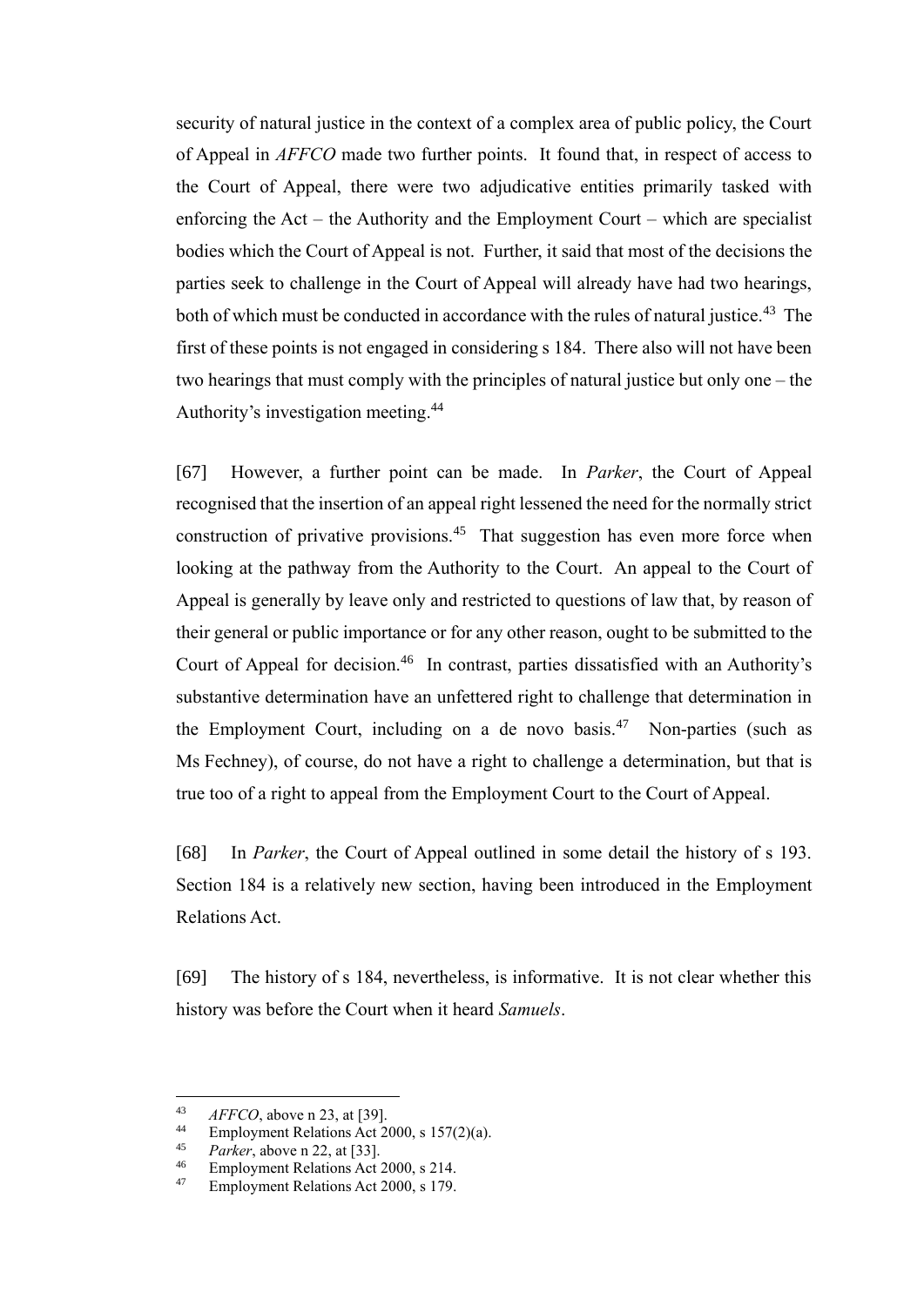security of natural justice in the context of a complex area of public policy, the Court of Appeal in *AFFCO* made two further points. It found that, in respect of access to the Court of Appeal, there were two adjudicative entities primarily tasked with enforcing the Act – the Authority and the Employment Court – which are specialist bodies which the Court of Appeal is not. Further, it said that most of the decisions the parties seek to challenge in the Court of Appeal will already have had two hearings, both of which must be conducted in accordance with the rules of natural justice.[43] The first of these points is not engaged in considering s 184. There also will not have been two hearings that must comply with the principles of natural justice but only one – the Authority's investigation meeting.[44]

[67] However, a further point can be made. In *Parker*, the Court of Appeal recognised that the insertion of an appeal right lessened the need for the normally strict construction of privative provisions.[45] That suggestion has even more force when looking at the pathway from the Authority to the Court. An appeal to the Court of Appeal is generally by leave only and restricted to questions of law that, by reason of their general or public importance or for any other reason, ought to be submitted to the Court of Appeal for decision.[46] In contrast, parties dissatisfied with an Authority's substantive determination have an unfettered right to challenge that determination in the Employment Court, including on a de novo basis.[47] Non-parties (such as Ms Fechney), of course, do not have a right to challenge a determination, but that is true too of a right to appeal from the Employment Court to the Court of Appeal.

[68] In *Parker*, the Court of Appeal outlined in some detail the history of s 193. Section 184 is a relatively new section, having been introduced in the Employment Relations Act.

[69] The history of s 184, nevertheless, is informative. It is not clear whether this history was before the Court when it heard *Samuels*.

---

[43] *AFFCO*, above n 23, at [39].

[44] Employment Relations Act 2000, s 157(2)(a).

[45] *Parker*, above n 22, at [33].

[46] Employment Relations Act 2000, s 214.

[47] Employment Relations Act 2000, s 179.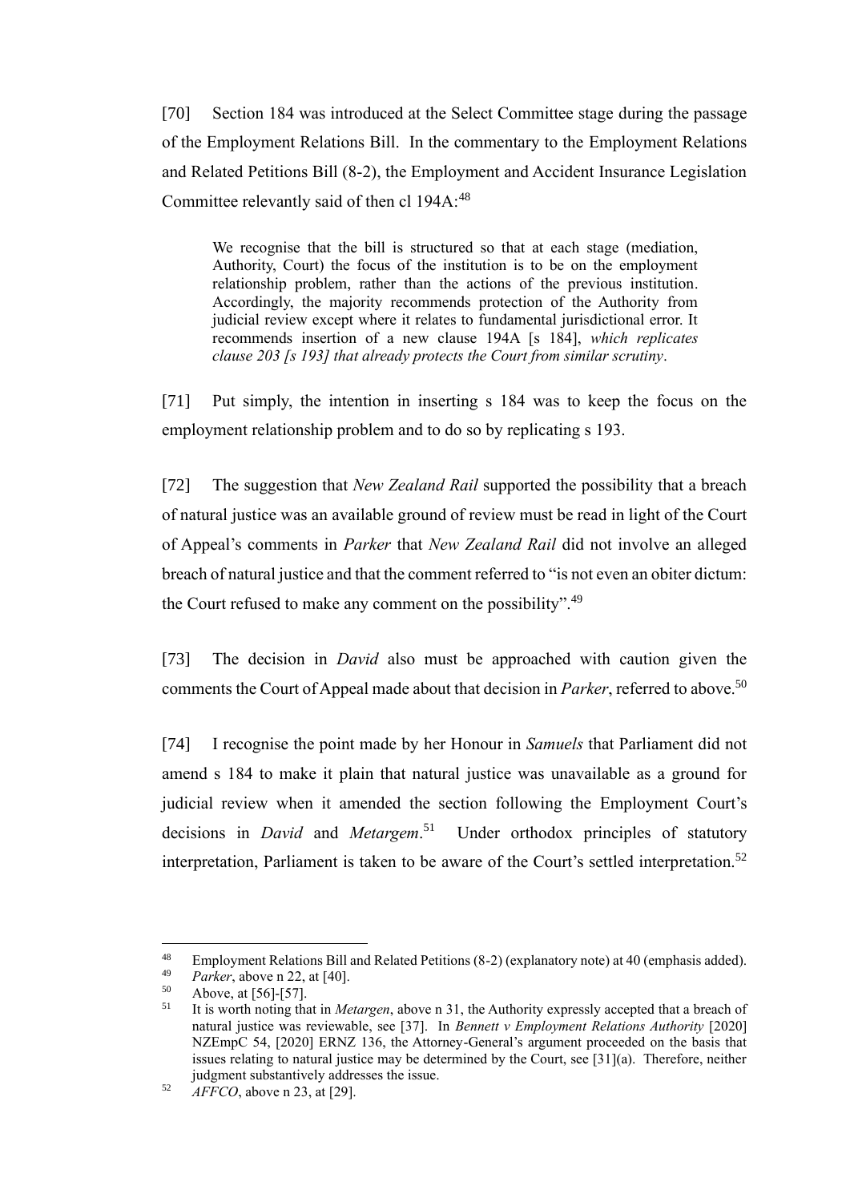[70] Section 184 was introduced at the Select Committee stage during the passage of the Employment Relations Bill. In the commentary to the Employment Relations and Related Petitions Bill (8-2), the Employment and Accident Insurance Legislation Committee relevantly said of then cl 194A:[48]

> We recognise that the bill is structured so that at each stage (mediation, Authority, Court) the focus of the institution is to be on the employment relationship problem, rather than the actions of the previous institution. Accordingly, the majority recommends protection of the Authority from judicial review except where it relates to fundamental jurisdictional error. It recommends insertion of a new clause 194A [s 184], *which replicates clause 203 [s 193] that already protects the Court from similar scrutiny*.

[71] Put simply, the intention in inserting s 184 was to keep the focus on the employment relationship problem and to do so by replicating s 193.

[72] The suggestion that *New Zealand Rail* supported the possibility that a breach of natural justice was an available ground of review must be read in light of the Court of Appeal's comments in *Parker* that *New Zealand Rail* did not involve an alleged breach of natural justice and that the comment referred to "is not even an obiter dictum: the Court refused to make any comment on the possibility".[49]

[73] The decision in *David* also must be approached with caution given the comments the Court of Appeal made about that decision in *Parker*, referred to above.[50]

[74] I recognise the point made by her Honour in *Samuels* that Parliament did not amend s 184 to make it plain that natural justice was unavailable as a ground for judicial review when it amended the section following the Employment Court's decisions in *David* and *Metargem*.[51] Under orthodox principles of statutory interpretation, Parliament is taken to be aware of the Court's settled interpretation.[52]

---

[48] Employment Relations Bill and Related Petitions (8-2) (explanatory note) at 40 (emphasis added).

[49] *Parker*, above n 22, at [40].

[50] Above, at [56]-[57].

[51] It is worth noting that in *Metargen*, above n 31, the Authority expressly accepted that a breach of natural justice was reviewable, see [37]. In *Bennett v Employment Relations Authority* [2020] NZEmpC 54, [2020] ERNZ 136, the Attorney-General's argument proceeded on the basis that issues relating to natural justice may be determined by the Court, see [31](a). Therefore, neither judgment substantively addresses the issue.

[52] *AFFCO*, above n 23, at [29].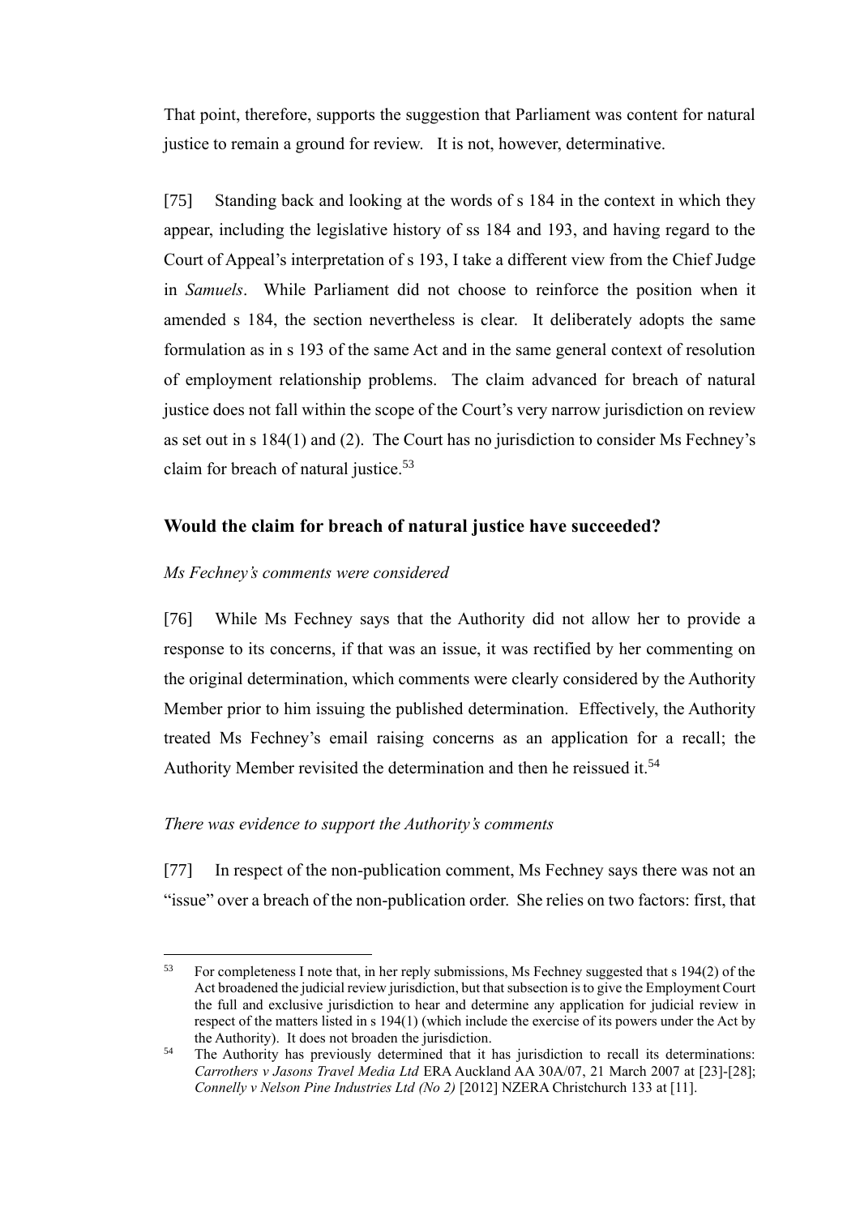That point, therefore, supports the suggestion that Parliament was content for natural justice to remain a ground for review. It is not, however, determinative.

[75] Standing back and looking at the words of s 184 in the context in which they appear, including the legislative history of ss 184 and 193, and having regard to the Court of Appeal's interpretation of s 193, I take a different view from the Chief Judge in *Samuels*. While Parliament did not choose to reinforce the position when it amended s 184, the section nevertheless is clear. It deliberately adopts the same formulation as in s 193 of the same Act and in the same general context of resolution of employment relationship problems. The claim advanced for breach of natural justice does not fall within the scope of the Court's very narrow jurisdiction on review as set out in s 184(1) and (2). The Court has no jurisdiction to consider Ms Fechney's claim for breach of natural justice.[53]

## Would the claim for breach of natural justice have succeeded?

*Ms Fechney's comments were considered*

[76] While Ms Fechney says that the Authority did not allow her to provide a response to its concerns, if that was an issue, it was rectified by her commenting on the original determination, which comments were clearly considered by the Authority Member prior to him issuing the published determination. Effectively, the Authority treated Ms Fechney's email raising concerns as an application for a recall; the Authority Member revisited the determination and then he reissued it.[54]

*There was evidence to support the Authority's comments*

[77] In respect of the non-publication comment, Ms Fechney says there was not an "issue" over a breach of the non-publication order. She relies on two factors: first, that

---

[53] For completeness I note that, in her reply submissions, Ms Fechney suggested that s 194(2) of the Act broadened the judicial review jurisdiction, but that subsection is to give the Employment Court the full and exclusive jurisdiction to hear and determine any application for judicial review in respect of the matters listed in s 194(1) (which include the exercise of its powers under the Act by the Authority). It does not broaden the jurisdiction.

[54] The Authority has previously determined that it has jurisdiction to recall its determinations: *Carrothers v Jasons Travel Media Ltd* ERA Auckland AA 30A/07, 21 March 2007 at [23]-[28]; *Connelly v Nelson Pine Industries Ltd (No 2)* [2012] NZERA Christchurch 133 at [11].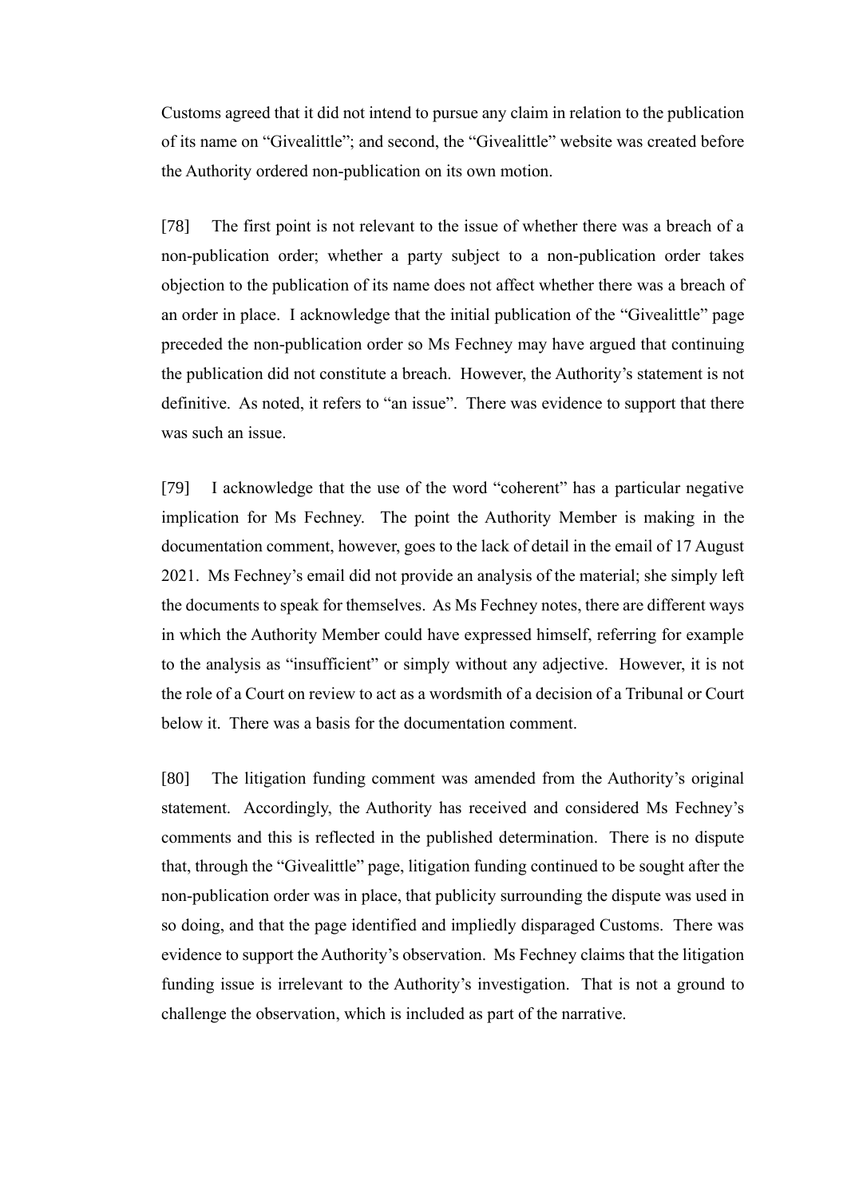Customs agreed that it did not intend to pursue any claim in relation to the publication of its name on "Givealittle"; and second, the "Givealittle" website was created before the Authority ordered non-publication on its own motion.

[78] The first point is not relevant to the issue of whether there was a breach of a non-publication order; whether a party subject to a non-publication order takes objection to the publication of its name does not affect whether there was a breach of an order in place. I acknowledge that the initial publication of the "Givealittle" page preceded the non-publication order so Ms Fechney may have argued that continuing the publication did not constitute a breach. However, the Authority's statement is not definitive. As noted, it refers to "an issue". There was evidence to support that there was such an issue.

[79] I acknowledge that the use of the word "coherent" has a particular negative implication for Ms Fechney. The point the Authority Member is making in the documentation comment, however, goes to the lack of detail in the email of 17 August 2021. Ms Fechney's email did not provide an analysis of the material; she simply left the documents to speak for themselves. As Ms Fechney notes, there are different ways in which the Authority Member could have expressed himself, referring for example to the analysis as "insufficient" or simply without any adjective. However, it is not the role of a Court on review to act as a wordsmith of a decision of a Tribunal or Court below it. There was a basis for the documentation comment.

[80] The litigation funding comment was amended from the Authority's original statement. Accordingly, the Authority has received and considered Ms Fechney's comments and this is reflected in the published determination. There is no dispute that, through the "Givealittle" page, litigation funding continued to be sought after the non-publication order was in place, that publicity surrounding the dispute was used in so doing, and that the page identified and impliedly disparaged Customs. There was evidence to support the Authority's observation. Ms Fechney claims that the litigation funding issue is irrelevant to the Authority's investigation. That is not a ground to challenge the observation, which is included as part of the narrative.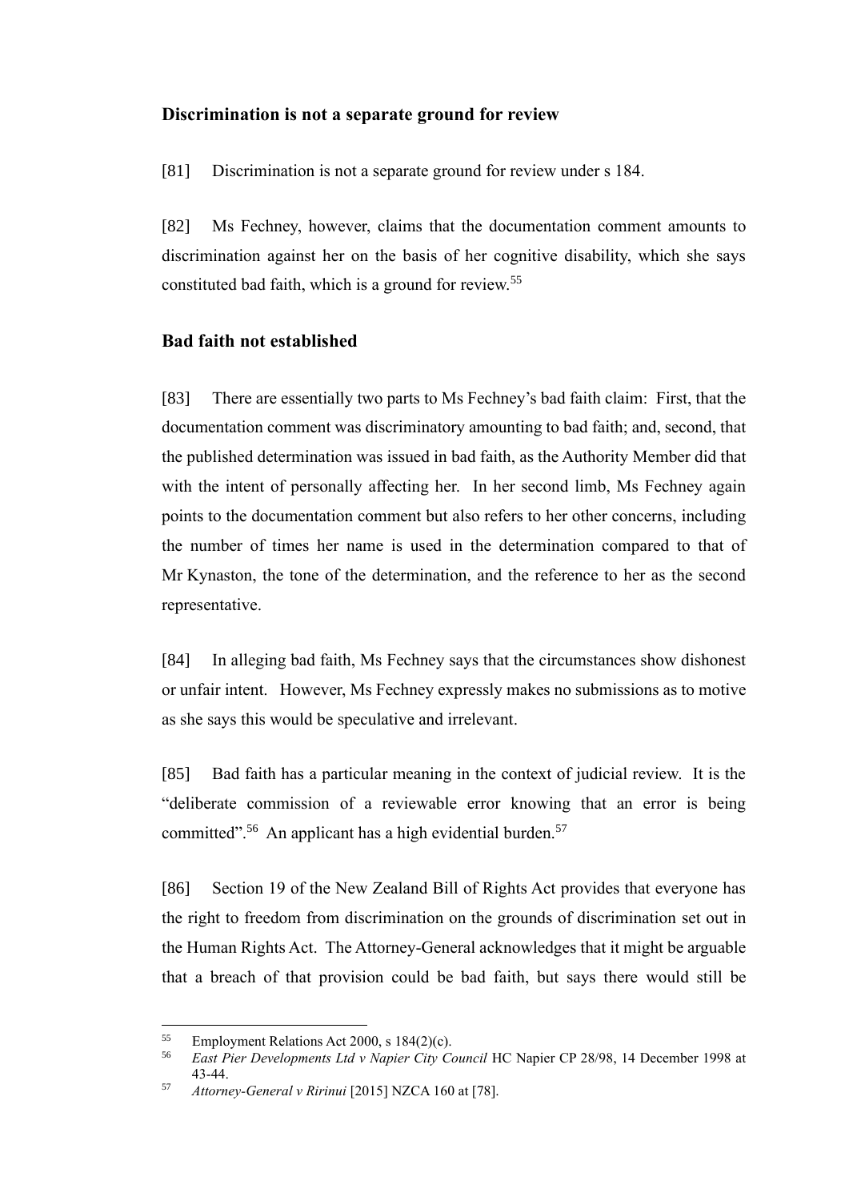## Discrimination is not a separate ground for review

[81] Discrimination is not a separate ground for review under s 184.

[82] Ms Fechney, however, claims that the documentation comment amounts to discrimination against her on the basis of her cognitive disability, which she says constituted bad faith, which is a ground for review.[55]

## Bad faith not established

[83] There are essentially two parts to Ms Fechney's bad faith claim: First, that the documentation comment was discriminatory amounting to bad faith; and, second, that the published determination was issued in bad faith, as the Authority Member did that with the intent of personally affecting her. In her second limb, Ms Fechney again points to the documentation comment but also refers to her other concerns, including the number of times her name is used in the determination compared to that of Mr Kynaston, the tone of the determination, and the reference to her as the second representative.

[84] In alleging bad faith, Ms Fechney says that the circumstances show dishonest or unfair intent. However, Ms Fechney expressly makes no submissions as to motive as she says this would be speculative and irrelevant.

[85] Bad faith has a particular meaning in the context of judicial review. It is the "deliberate commission of a reviewable error knowing that an error is being committed".[56] An applicant has a high evidential burden.[57]

[86] Section 19 of the New Zealand Bill of Rights Act provides that everyone has the right to freedom from discrimination on the grounds of discrimination set out in the Human Rights Act. The Attorney-General acknowledges that it might be arguable that a breach of that provision could be bad faith, but says there would still be

---

[55] Employment Relations Act 2000, s 184(2)(c).

[56] *East Pier Developments Ltd v Napier City Council* HC Napier CP 28/98, 14 December 1998 at 43-44.

[57] *Attorney-General v Ririnui* [2015] NZCA 160 at [78].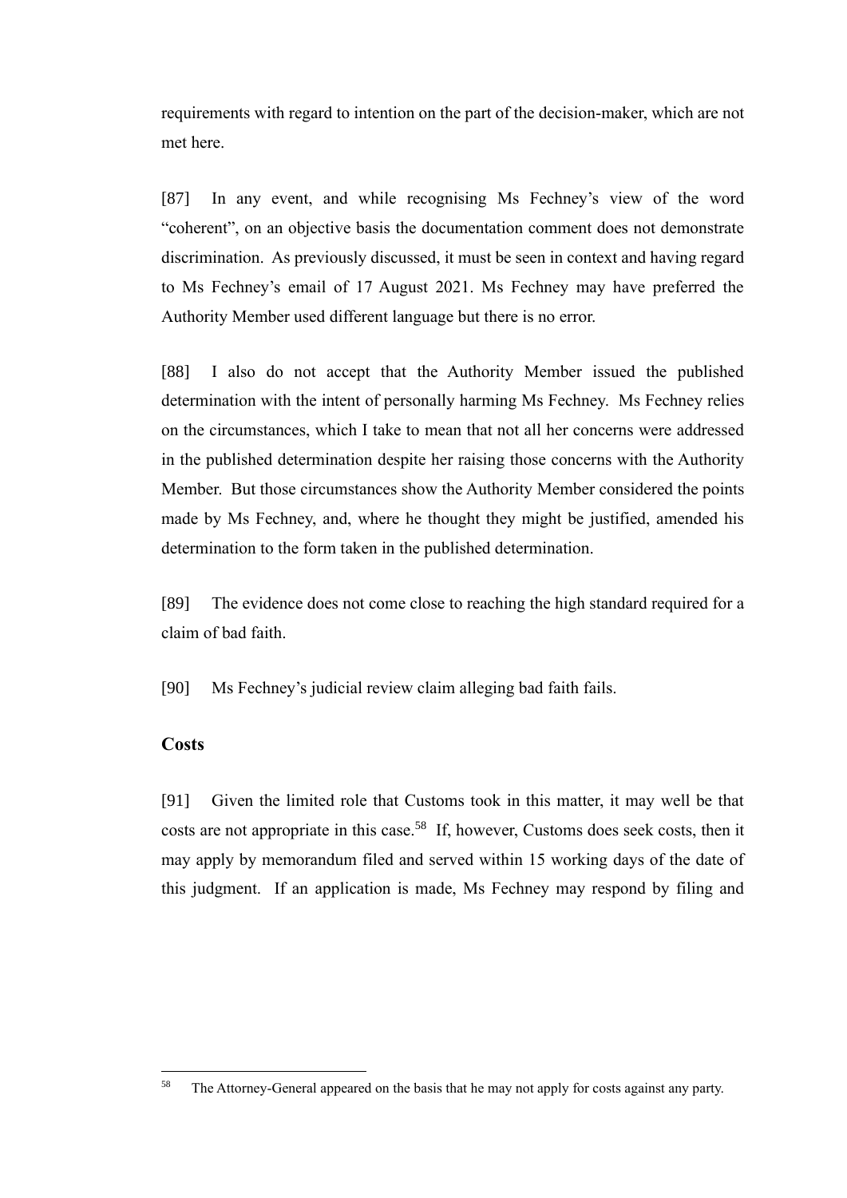requirements with regard to intention on the part of the decision-maker, which are not met here.

[87] In any event, and while recognising Ms Fechney's view of the word "coherent", on an objective basis the documentation comment does not demonstrate discrimination. As previously discussed, it must be seen in context and having regard to Ms Fechney's email of 17 August 2021. Ms Fechney may have preferred the Authority Member used different language but there is no error.

[88] I also do not accept that the Authority Member issued the published determination with the intent of personally harming Ms Fechney. Ms Fechney relies on the circumstances, which I take to mean that not all her concerns were addressed in the published determination despite her raising those concerns with the Authority Member. But those circumstances show the Authority Member considered the points made by Ms Fechney, and, where he thought they might be justified, amended his determination to the form taken in the published determination.

[89] The evidence does not come close to reaching the high standard required for a claim of bad faith.

[90] Ms Fechney's judicial review claim alleging bad faith fails.

## Costs

[91] Given the limited role that Customs took in this matter, it may well be that costs are not appropriate in this case.[58] If, however, Customs does seek costs, then it may apply by memorandum filed and served within 15 working days of the date of this judgment. If an application is made, Ms Fechney may respond by filing and

---

[58] The Attorney-General appeared on the basis that he may not apply for costs against any party.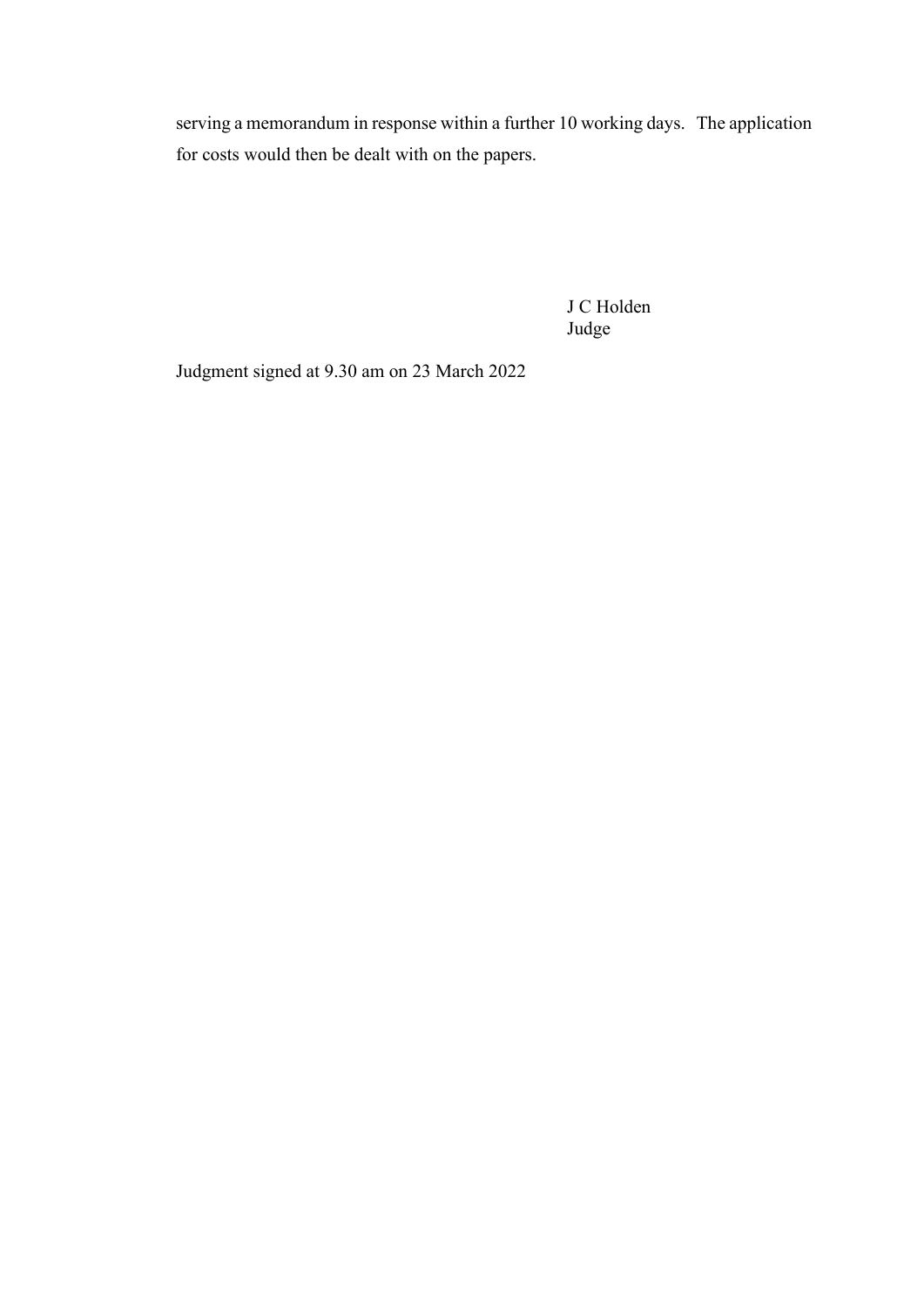serving a memorandum in response within a further 10 working days. The application for costs would then be dealt with on the papers.

J C Holden
Judge

Judgment signed at 9.30 am on 23 March 2022